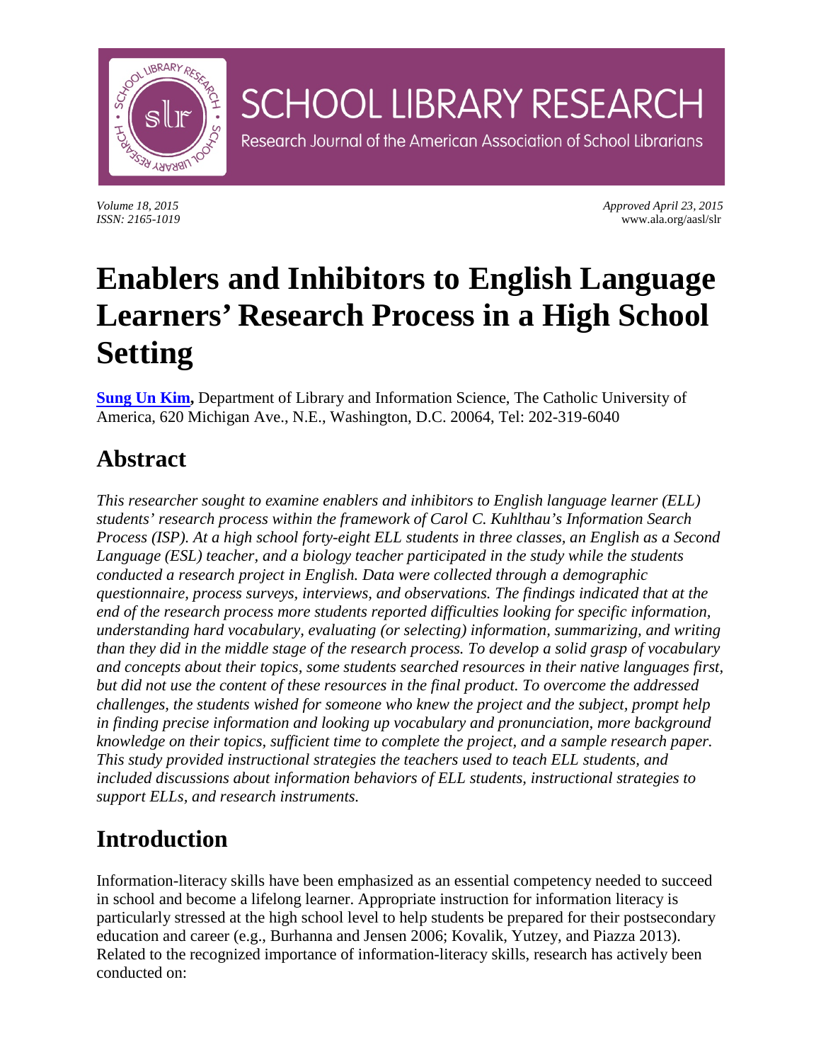# SCHOOL LIBRARY RESEARCH

Research Journal of the American Association of School Librarians

*Volume 18, 2015*
*ISSN: 2165-1019*

*Approved April 23, 2015*
www.ala.org/aasl/slr

# Enablers and Inhibitors to English Language Learners' Research Process in a High School Setting

**Sung Un Kim,** Department of Library and Information Science, The Catholic University of America, 620 Michigan Ave., N.E., Washington, D.C. 20064, Tel: 202-319-6040

## Abstract

*This researcher sought to examine enablers and inhibitors to English language learner (ELL) students' research process within the framework of Carol C. Kuhlthau's Information Search Process (ISP). At a high school forty-eight ELL students in three classes, an English as a Second Language (ESL) teacher, and a biology teacher participated in the study while the students conducted a research project in English. Data were collected through a demographic questionnaire, process surveys, interviews, and observations. The findings indicated that at the end of the research process more students reported difficulties looking for specific information, understanding hard vocabulary, evaluating (or selecting) information, summarizing, and writing than they did in the middle stage of the research process. To develop a solid grasp of vocabulary and concepts about their topics, some students searched resources in their native languages first, but did not use the content of these resources in the final product. To overcome the addressed challenges, the students wished for someone who knew the project and the subject, prompt help in finding precise information and looking up vocabulary and pronunciation, more background knowledge on their topics, sufficient time to complete the project, and a sample research paper. This study provided instructional strategies the teachers used to teach ELL students, and included discussions about information behaviors of ELL students, instructional strategies to support ELLs, and research instruments.*

## Introduction

Information-literacy skills have been emphasized as an essential competency needed to succeed in school and become a lifelong learner. Appropriate instruction for information literacy is particularly stressed at the high school level to help students be prepared for their postsecondary education and career (e.g., Burhanna and Jensen 2006; Kovalik, Yutzey, and Piazza 2013). Related to the recognized importance of information-literacy skills, research has actively been conducted on: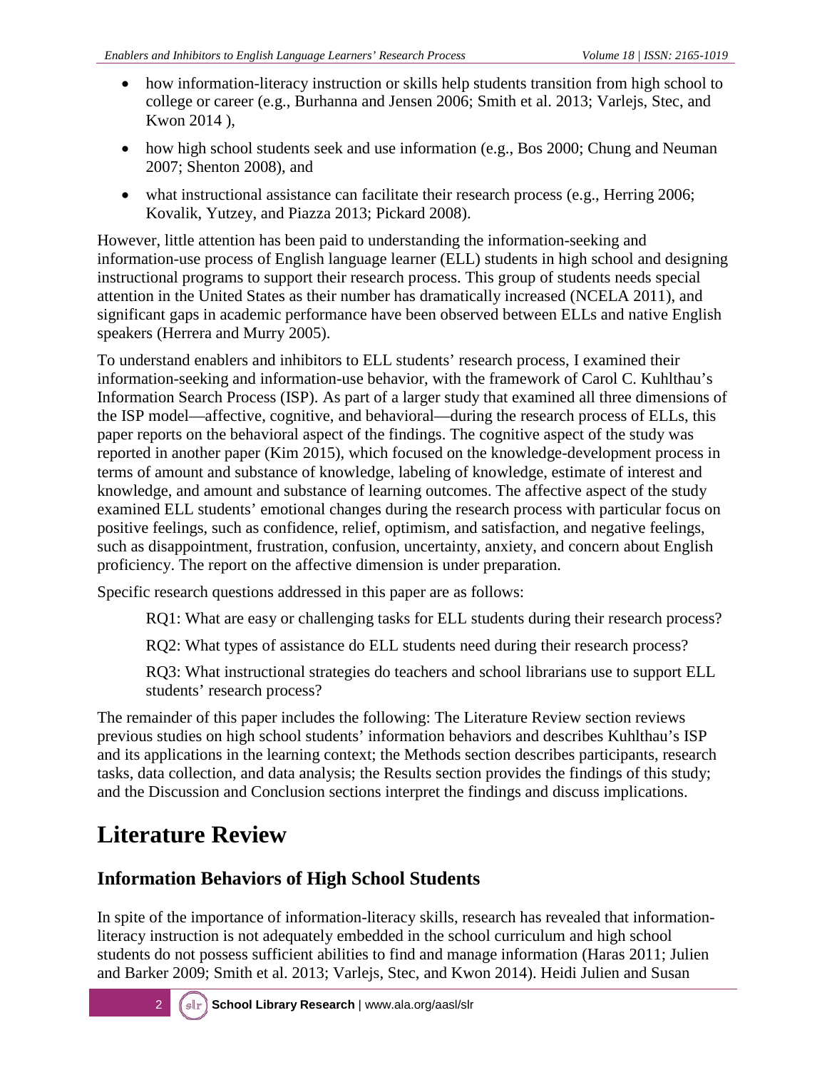- how information-literacy instruction or skills help students transition from high school to college or career (e.g., Burhanna and Jensen 2006; Smith et al. 2013; Varlejs, Stec, and Kwon 2014 ),
- how high school students seek and use information (e.g., Bos 2000; Chung and Neuman 2007; Shenton 2008), and
- what instructional assistance can facilitate their research process (e.g., Herring 2006; Kovalik, Yutzey, and Piazza 2013; Pickard 2008).

However, little attention has been paid to understanding the information-seeking and information-use process of English language learner (ELL) students in high school and designing instructional programs to support their research process. This group of students needs special attention in the United States as their number has dramatically increased (NCELA 2011), and significant gaps in academic performance have been observed between ELLs and native English speakers (Herrera and Murry 2005).

To understand enablers and inhibitors to ELL students' research process, I examined their information-seeking and information-use behavior, with the framework of Carol C. Kuhlthau's Information Search Process (ISP). As part of a larger study that examined all three dimensions of the ISP model—affective, cognitive, and behavioral—during the research process of ELLs, this paper reports on the behavioral aspect of the findings. The cognitive aspect of the study was reported in another paper (Kim 2015), which focused on the knowledge-development process in terms of amount and substance of knowledge, labeling of knowledge, estimate of interest and knowledge, and amount and substance of learning outcomes. The affective aspect of the study examined ELL students' emotional changes during the research process with particular focus on positive feelings, such as confidence, relief, optimism, and satisfaction, and negative feelings, such as disappointment, frustration, confusion, uncertainty, anxiety, and concern about English proficiency. The report on the affective dimension is under preparation.

Specific research questions addressed in this paper are as follows:

> RQ1: What are easy or challenging tasks for ELL students during their research process?
>
> RQ2: What types of assistance do ELL students need during their research process?
>
> RQ3: What instructional strategies do teachers and school librarians use to support ELL students' research process?

The remainder of this paper includes the following: The Literature Review section reviews previous studies on high school students' information behaviors and describes Kuhlthau's ISP and its applications in the learning context; the Methods section describes participants, research tasks, data collection, and data analysis; the Results section provides the findings of this study; and the Discussion and Conclusion sections interpret the findings and discuss implications.

# Literature Review

## Information Behaviors of High School Students

In spite of the importance of information-literacy skills, research has revealed that information-literacy instruction is not adequately embedded in the school curriculum and high school students do not possess sufficient abilities to find and manage information (Haras 2011; Julien and Barker 2009; Smith et al. 2013; Varlejs, Stec, and Kwon 2014). Heidi Julien and Susan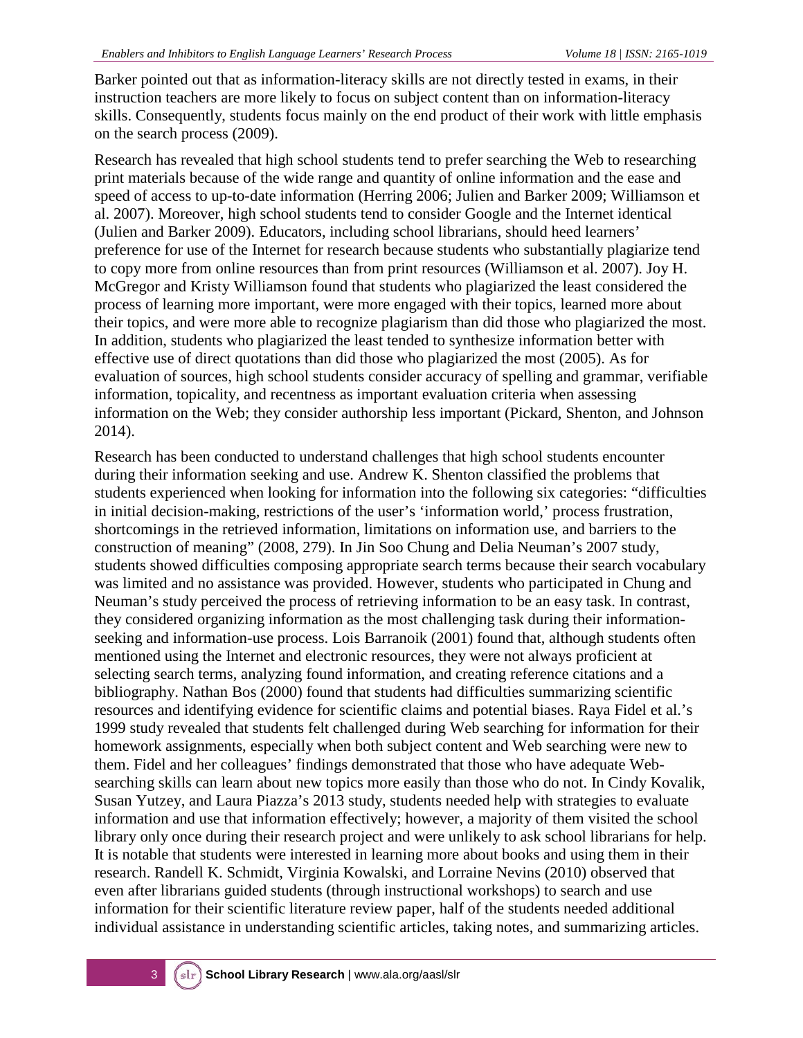Barker pointed out that as information-literacy skills are not directly tested in exams, in their instruction teachers are more likely to focus on subject content than on information-literacy skills. Consequently, students focus mainly on the end product of their work with little emphasis on the search process (2009).

Research has revealed that high school students tend to prefer searching the Web to researching print materials because of the wide range and quantity of online information and the ease and speed of access to up-to-date information (Herring 2006; Julien and Barker 2009; Williamson et al. 2007). Moreover, high school students tend to consider Google and the Internet identical (Julien and Barker 2009). Educators, including school librarians, should heed learners' preference for use of the Internet for research because students who substantially plagiarize tend to copy more from online resources than from print resources (Williamson et al. 2007). Joy H. McGregor and Kristy Williamson found that students who plagiarized the least considered the process of learning more important, were more engaged with their topics, learned more about their topics, and were more able to recognize plagiarism than did those who plagiarized the most. In addition, students who plagiarized the least tended to synthesize information better with effective use of direct quotations than did those who plagiarized the most (2005). As for evaluation of sources, high school students consider accuracy of spelling and grammar, verifiable information, topicality, and recentness as important evaluation criteria when assessing information on the Web; they consider authorship less important (Pickard, Shenton, and Johnson 2014).

Research has been conducted to understand challenges that high school students encounter during their information seeking and use. Andrew K. Shenton classified the problems that students experienced when looking for information into the following six categories: "difficulties in initial decision-making, restrictions of the user's 'information world,' process frustration, shortcomings in the retrieved information, limitations on information use, and barriers to the construction of meaning" (2008, 279). In Jin Soo Chung and Delia Neuman's 2007 study, students showed difficulties composing appropriate search terms because their search vocabulary was limited and no assistance was provided. However, students who participated in Chung and Neuman's study perceived the process of retrieving information to be an easy task. In contrast, they considered organizing information as the most challenging task during their information-seeking and information-use process. Lois Barranoik (2001) found that, although students often mentioned using the Internet and electronic resources, they were not always proficient at selecting search terms, analyzing found information, and creating reference citations and a bibliography. Nathan Bos (2000) found that students had difficulties summarizing scientific resources and identifying evidence for scientific claims and potential biases. Raya Fidel et al.'s 1999 study revealed that students felt challenged during Web searching for information for their homework assignments, especially when both subject content and Web searching were new to them. Fidel and her colleagues' findings demonstrated that those who have adequate Web-searching skills can learn about new topics more easily than those who do not. In Cindy Kovalik, Susan Yutzey, and Laura Piazza's 2013 study, students needed help with strategies to evaluate information and use that information effectively; however, a majority of them visited the school library only once during their research project and were unlikely to ask school librarians for help. It is notable that students were interested in learning more about books and using them in their research. Randell K. Schmidt, Virginia Kowalski, and Lorraine Nevins (2010) observed that even after librarians guided students (through instructional workshops) to search and use information for their scientific literature review paper, half of the students needed additional individual assistance in understanding scientific articles, taking notes, and summarizing articles.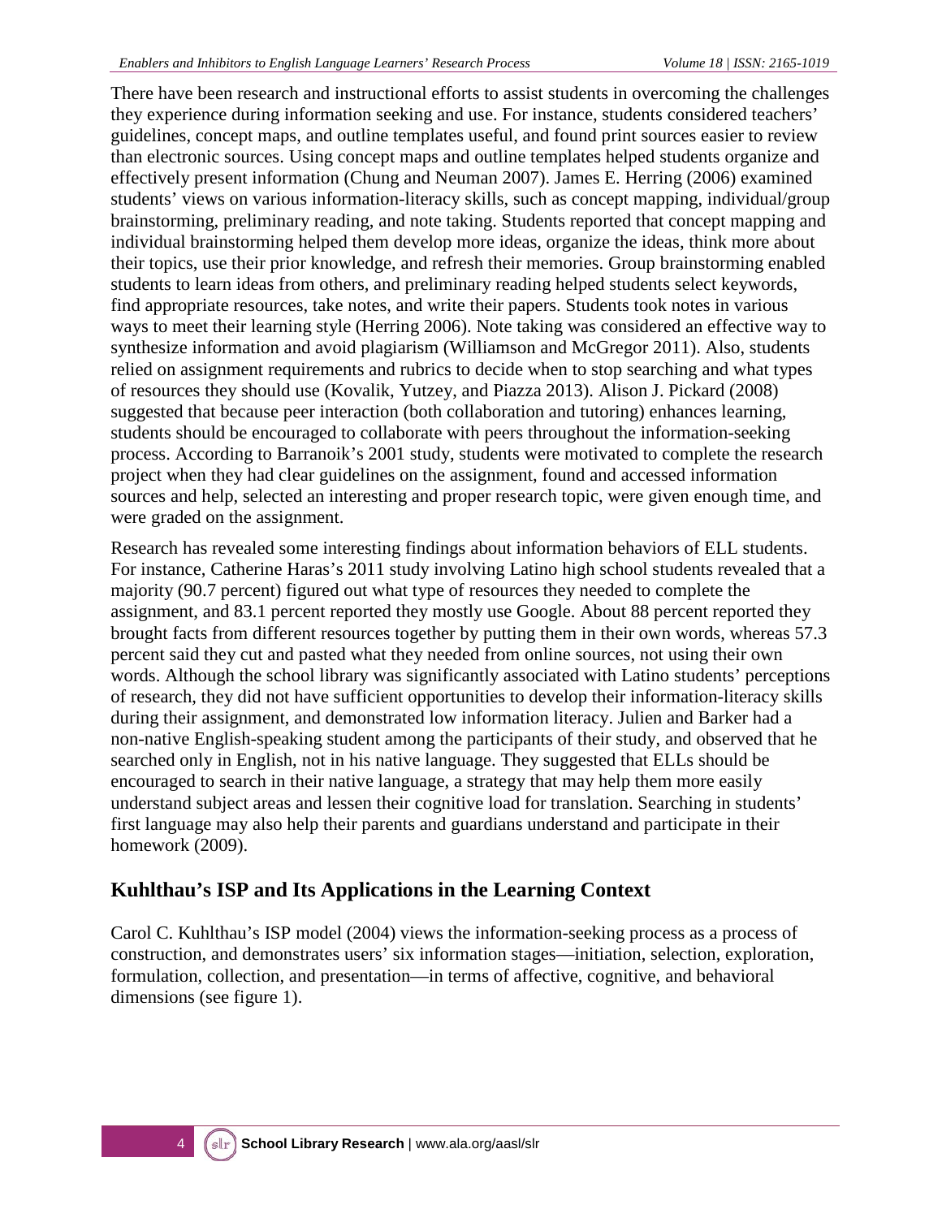There have been research and instructional efforts to assist students in overcoming the challenges they experience during information seeking and use. For instance, students considered teachers' guidelines, concept maps, and outline templates useful, and found print sources easier to review than electronic sources. Using concept maps and outline templates helped students organize and effectively present information (Chung and Neuman 2007). James E. Herring (2006) examined students' views on various information-literacy skills, such as concept mapping, individual/group brainstorming, preliminary reading, and note taking. Students reported that concept mapping and individual brainstorming helped them develop more ideas, organize the ideas, think more about their topics, use their prior knowledge, and refresh their memories. Group brainstorming enabled students to learn ideas from others, and preliminary reading helped students select keywords, find appropriate resources, take notes, and write their papers. Students took notes in various ways to meet their learning style (Herring 2006). Note taking was considered an effective way to synthesize information and avoid plagiarism (Williamson and McGregor 2011). Also, students relied on assignment requirements and rubrics to decide when to stop searching and what types of resources they should use (Kovalik, Yutzey, and Piazza 2013). Alison J. Pickard (2008) suggested that because peer interaction (both collaboration and tutoring) enhances learning, students should be encouraged to collaborate with peers throughout the information-seeking process. According to Barranoik's 2001 study, students were motivated to complete the research project when they had clear guidelines on the assignment, found and accessed information sources and help, selected an interesting and proper research topic, were given enough time, and were graded on the assignment.

Research has revealed some interesting findings about information behaviors of ELL students. For instance, Catherine Haras's 2011 study involving Latino high school students revealed that a majority (90.7 percent) figured out what type of resources they needed to complete the assignment, and 83.1 percent reported they mostly use Google. About 88 percent reported they brought facts from different resources together by putting them in their own words, whereas 57.3 percent said they cut and pasted what they needed from online sources, not using their own words. Although the school library was significantly associated with Latino students' perceptions of research, they did not have sufficient opportunities to develop their information-literacy skills during their assignment, and demonstrated low information literacy. Julien and Barker had a non-native English-speaking student among the participants of their study, and observed that he searched only in English, not in his native language. They suggested that ELLs should be encouraged to search in their native language, a strategy that may help them more easily understand subject areas and lessen their cognitive load for translation. Searching in students' first language may also help their parents and guardians understand and participate in their homework (2009).

## Kuhlthau's ISP and Its Applications in the Learning Context

Carol C. Kuhlthau's ISP model (2004) views the information-seeking process as a process of construction, and demonstrates users' six information stages—initiation, selection, exploration, formulation, collection, and presentation—in terms of affective, cognitive, and behavioral dimensions (see figure 1).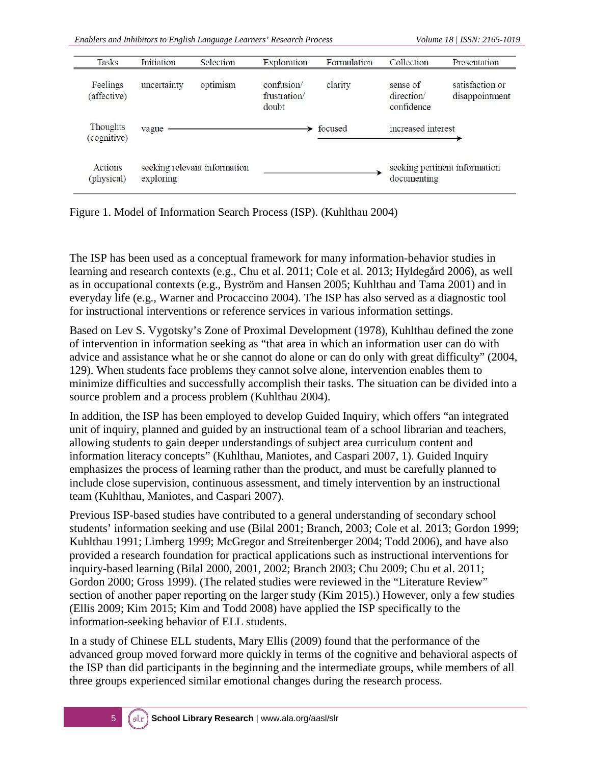| Tasks | Initiation | Selection | Exploration | Formulation | Collection | Presentation |
|---|---|---|---|---|---|---|
| Feelings (affective) | uncertainty | optimism | confusion/ frustration/ doubt | clarity | sense of direction/ confidence | satisfaction or disappointment |
| Thoughts (cognitive) | vague → | | | focused | increased interest → | |
| Actions (physical) | seeking relevant information exploring | | → | | seeking pertinent information documenting | |

Figure 1. Model of Information Search Process (ISP). (Kuhlthau 2004)

The ISP has been used as a conceptual framework for many information-behavior studies in learning and research contexts (e.g., Chu et al. 2011; Cole et al. 2013; Hyldegård 2006), as well as in occupational contexts (e.g., Byström and Hansen 2005; Kuhlthau and Tama 2001) and in everyday life (e.g., Warner and Procaccino 2004). The ISP has also served as a diagnostic tool for instructional interventions or reference services in various information settings.

Based on Lev S. Vygotsky's Zone of Proximal Development (1978), Kuhlthau defined the zone of intervention in information seeking as "that area in which an information user can do with advice and assistance what he or she cannot do alone or can do only with great difficulty" (2004, 129). When students face problems they cannot solve alone, intervention enables them to minimize difficulties and successfully accomplish their tasks. The situation can be divided into a source problem and a process problem (Kuhlthau 2004).

In addition, the ISP has been employed to develop Guided Inquiry, which offers "an integrated unit of inquiry, planned and guided by an instructional team of a school librarian and teachers, allowing students to gain deeper understandings of subject area curriculum content and information literacy concepts" (Kuhlthau, Maniotes, and Caspari 2007, 1). Guided Inquiry emphasizes the process of learning rather than the product, and must be carefully planned to include close supervision, continuous assessment, and timely intervention by an instructional team (Kuhlthau, Maniotes, and Caspari 2007).

Previous ISP-based studies have contributed to a general understanding of secondary school students' information seeking and use (Bilal 2001; Branch, 2003; Cole et al. 2013; Gordon 1999; Kuhlthau 1991; Limberg 1999; McGregor and Streitenberger 2004; Todd 2006), and have also provided a research foundation for practical applications such as instructional interventions for inquiry-based learning (Bilal 2000, 2001, 2002; Branch 2003; Chu 2009; Chu et al. 2011; Gordon 2000; Gross 1999). (The related studies were reviewed in the "Literature Review" section of another paper reporting on the larger study (Kim 2015).) However, only a few studies (Ellis 2009; Kim 2015; Kim and Todd 2008) have applied the ISP specifically to the information-seeking behavior of ELL students.

In a study of Chinese ELL students, Mary Ellis (2009) found that the performance of the advanced group moved forward more quickly in terms of the cognitive and behavioral aspects of the ISP than did participants in the beginning and the intermediate groups, while members of all three groups experienced similar emotional changes during the research process.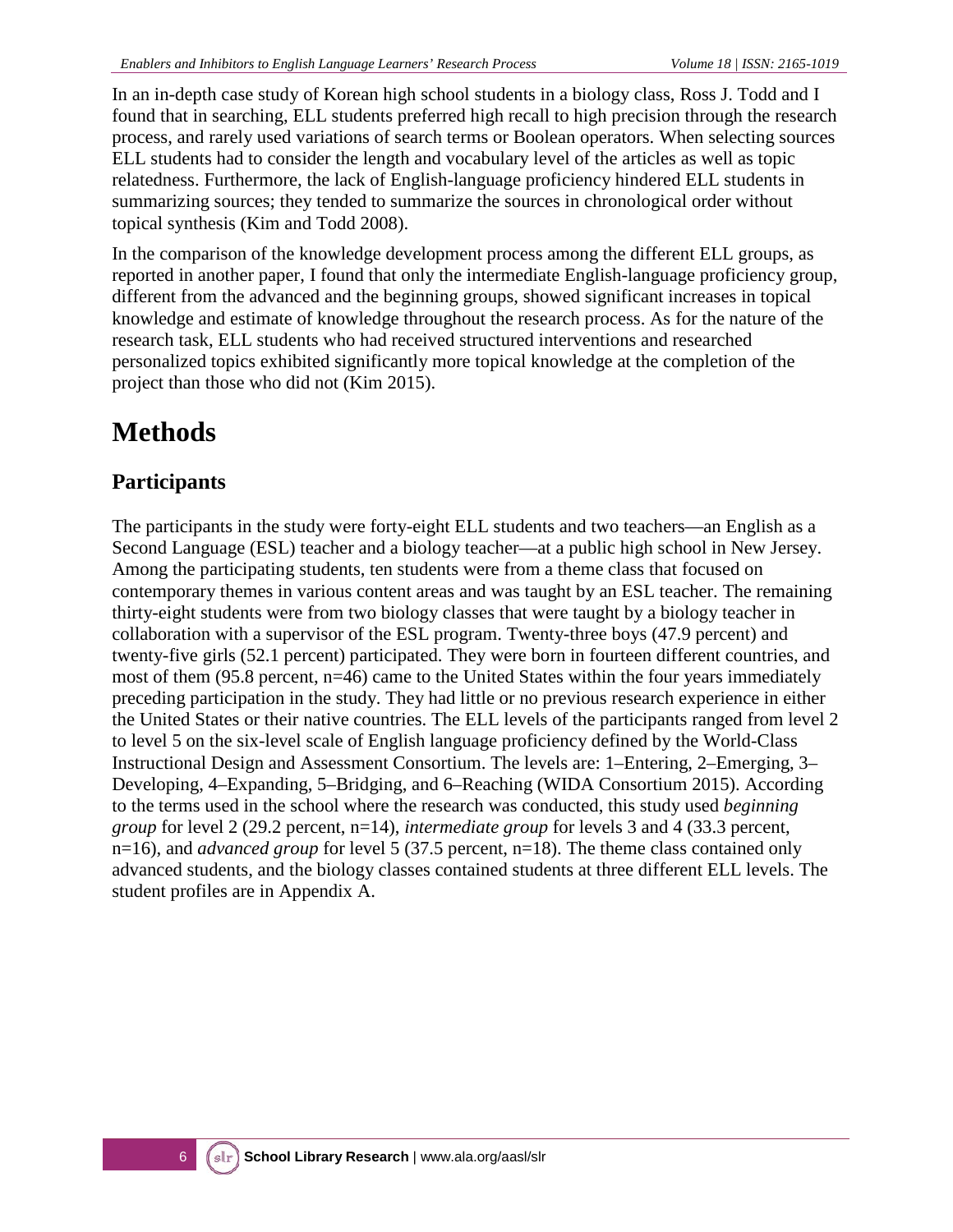In an in-depth case study of Korean high school students in a biology class, Ross J. Todd and I found that in searching, ELL students preferred high recall to high precision through the research process, and rarely used variations of search terms or Boolean operators. When selecting sources ELL students had to consider the length and vocabulary level of the articles as well as topic relatedness. Furthermore, the lack of English-language proficiency hindered ELL students in summarizing sources; they tended to summarize the sources in chronological order without topical synthesis (Kim and Todd 2008).

In the comparison of the knowledge development process among the different ELL groups, as reported in another paper, I found that only the intermediate English-language proficiency group, different from the advanced and the beginning groups, showed significant increases in topical knowledge and estimate of knowledge throughout the research process. As for the nature of the research task, ELL students who had received structured interventions and researched personalized topics exhibited significantly more topical knowledge at the completion of the project than those who did not (Kim 2015).

# Methods

## Participants

The participants in the study were forty-eight ELL students and two teachers—an English as a Second Language (ESL) teacher and a biology teacher—at a public high school in New Jersey. Among the participating students, ten students were from a theme class that focused on contemporary themes in various content areas and was taught by an ESL teacher. The remaining thirty-eight students were from two biology classes that were taught by a biology teacher in collaboration with a supervisor of the ESL program. Twenty-three boys (47.9 percent) and twenty-five girls (52.1 percent) participated. They were born in fourteen different countries, and most of them (95.8 percent, n=46) came to the United States within the four years immediately preceding participation in the study. They had little or no previous research experience in either the United States or their native countries. The ELL levels of the participants ranged from level 2 to level 5 on the six-level scale of English language proficiency defined by the World-Class Instructional Design and Assessment Consortium. The levels are: 1–Entering, 2–Emerging, 3–Developing, 4–Expanding, 5–Bridging, and 6–Reaching (WIDA Consortium 2015). According to the terms used in the school where the research was conducted, this study used *beginning group* for level 2 (29.2 percent, n=14), *intermediate group* for levels 3 and 4 (33.3 percent, n=16), and *advanced group* for level 5 (37.5 percent, n=18). The theme class contained only advanced students, and the biology classes contained students at three different ELL levels. The student profiles are in Appendix A.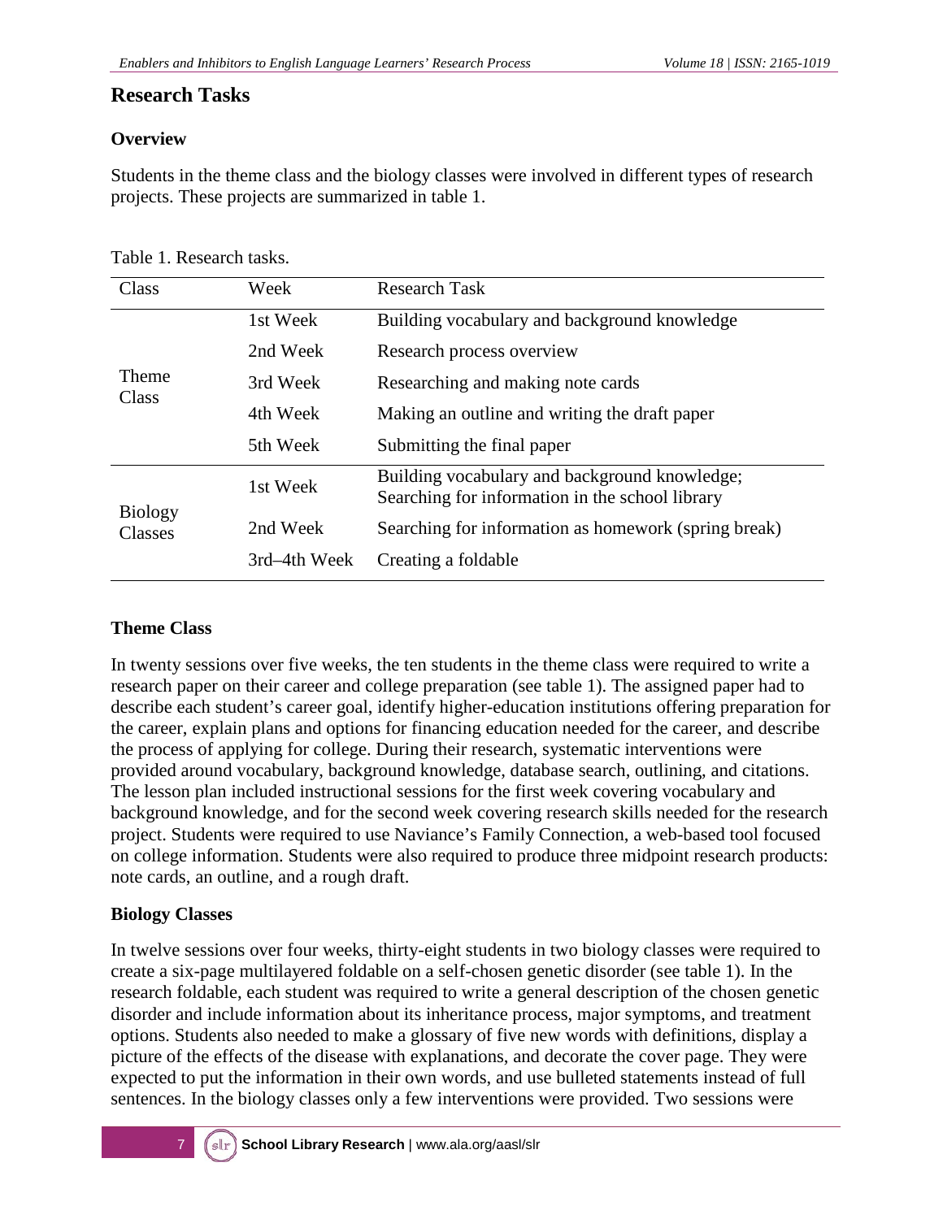## Research Tasks

### Overview

Students in the theme class and the biology classes were involved in different types of research projects. These projects are summarized in table 1.

Table 1. Research tasks.

| Class | Week | Research Task |
|---|---|---|
| Theme Class | 1st Week | Building vocabulary and background knowledge |
| | 2nd Week | Research process overview |
| | 3rd Week | Researching and making note cards |
| | 4th Week | Making an outline and writing the draft paper |
| | 5th Week | Submitting the final paper |
| Biology Classes | 1st Week | Building vocabulary and background knowledge; Searching for information in the school library |
| | 2nd Week | Searching for information as homework (spring break) |
| | 3rd–4th Week | Creating a foldable |

### Theme Class

In twenty sessions over five weeks, the ten students in the theme class were required to write a research paper on their career and college preparation (see table 1). The assigned paper had to describe each student's career goal, identify higher-education institutions offering preparation for the career, explain plans and options for financing education needed for the career, and describe the process of applying for college. During their research, systematic interventions were provided around vocabulary, background knowledge, database search, outlining, and citations. The lesson plan included instructional sessions for the first week covering vocabulary and background knowledge, and for the second week covering research skills needed for the research project. Students were required to use Naviance's Family Connection, a web-based tool focused on college information. Students were also required to produce three midpoint research products: note cards, an outline, and a rough draft.

### Biology Classes

In twelve sessions over four weeks, thirty-eight students in two biology classes were required to create a six-page multilayered foldable on a self-chosen genetic disorder (see table 1). In the research foldable, each student was required to write a general description of the chosen genetic disorder and include information about its inheritance process, major symptoms, and treatment options. Students also needed to make a glossary of five new words with definitions, display a picture of the effects of the disease with explanations, and decorate the cover page. They were expected to put the information in their own words, and use bulleted statements instead of full sentences. In the biology classes only a few interventions were provided. Two sessions were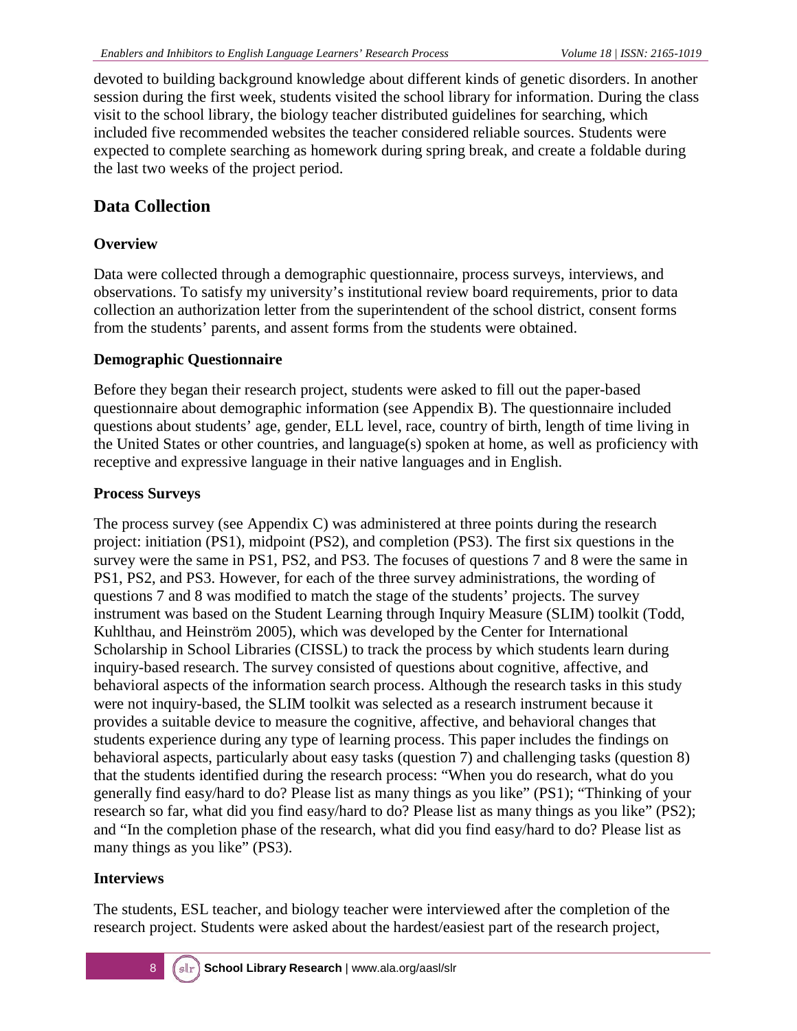devoted to building background knowledge about different kinds of genetic disorders. In another session during the first week, students visited the school library for information. During the class visit to the school library, the biology teacher distributed guidelines for searching, which included five recommended websites the teacher considered reliable sources. Students were expected to complete searching as homework during spring break, and create a foldable during the last two weeks of the project period.

## Data Collection

### Overview

Data were collected through a demographic questionnaire, process surveys, interviews, and observations. To satisfy my university's institutional review board requirements, prior to data collection an authorization letter from the superintendent of the school district, consent forms from the students' parents, and assent forms from the students were obtained.

### Demographic Questionnaire

Before they began their research project, students were asked to fill out the paper-based questionnaire about demographic information (see Appendix B). The questionnaire included questions about students' age, gender, ELL level, race, country of birth, length of time living in the United States or other countries, and language(s) spoken at home, as well as proficiency with receptive and expressive language in their native languages and in English.

### Process Surveys

The process survey (see Appendix C) was administered at three points during the research project: initiation (PS1), midpoint (PS2), and completion (PS3). The first six questions in the survey were the same in PS1, PS2, and PS3. The focuses of questions 7 and 8 were the same in PS1, PS2, and PS3. However, for each of the three survey administrations, the wording of questions 7 and 8 was modified to match the stage of the students' projects. The survey instrument was based on the Student Learning through Inquiry Measure (SLIM) toolkit (Todd, Kuhlthau, and Heinström 2005), which was developed by the Center for International Scholarship in School Libraries (CISSL) to track the process by which students learn during inquiry-based research. The survey consisted of questions about cognitive, affective, and behavioral aspects of the information search process. Although the research tasks in this study were not inquiry-based, the SLIM toolkit was selected as a research instrument because it provides a suitable device to measure the cognitive, affective, and behavioral changes that students experience during any type of learning process. This paper includes the findings on behavioral aspects, particularly about easy tasks (question 7) and challenging tasks (question 8) that the students identified during the research process: "When you do research, what do you generally find easy/hard to do? Please list as many things as you like" (PS1); "Thinking of your research so far, what did you find easy/hard to do? Please list as many things as you like" (PS2); and "In the completion phase of the research, what did you find easy/hard to do? Please list as many things as you like" (PS3).

### Interviews

The students, ESL teacher, and biology teacher were interviewed after the completion of the research project. Students were asked about the hardest/easiest part of the research project,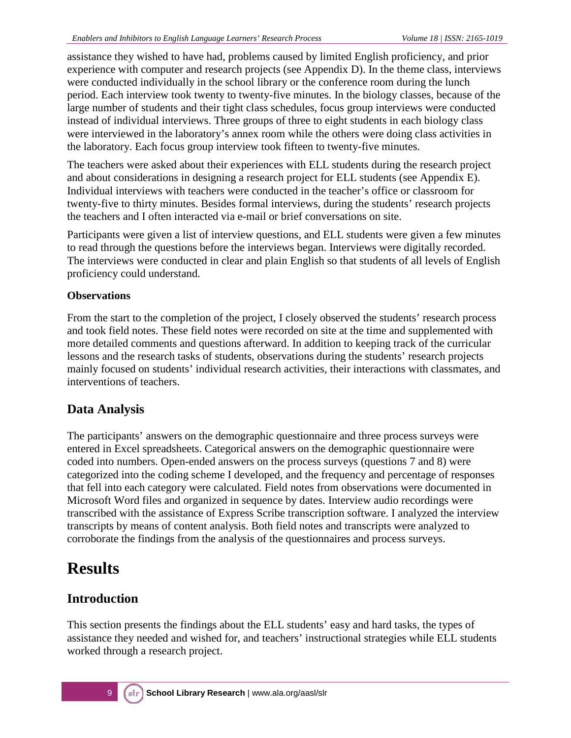assistance they wished to have had, problems caused by limited English proficiency, and prior experience with computer and research projects (see Appendix D). In the theme class, interviews were conducted individually in the school library or the conference room during the lunch period. Each interview took twenty to twenty-five minutes. In the biology classes, because of the large number of students and their tight class schedules, focus group interviews were conducted instead of individual interviews. Three groups of three to eight students in each biology class were interviewed in the laboratory's annex room while the others were doing class activities in the laboratory. Each focus group interview took fifteen to twenty-five minutes.

The teachers were asked about their experiences with ELL students during the research project and about considerations in designing a research project for ELL students (see Appendix E). Individual interviews with teachers were conducted in the teacher's office or classroom for twenty-five to thirty minutes. Besides formal interviews, during the students' research projects the teachers and I often interacted via e-mail or brief conversations on site.

Participants were given a list of interview questions, and ELL students were given a few minutes to read through the questions before the interviews began. Interviews were digitally recorded. The interviews were conducted in clear and plain English so that students of all levels of English proficiency could understand.

### Observations

From the start to the completion of the project, I closely observed the students' research process and took field notes. These field notes were recorded on site at the time and supplemented with more detailed comments and questions afterward. In addition to keeping track of the curricular lessons and the research tasks of students, observations during the students' research projects mainly focused on students' individual research activities, their interactions with classmates, and interventions of teachers.

## Data Analysis

The participants' answers on the demographic questionnaire and three process surveys were entered in Excel spreadsheets. Categorical answers on the demographic questionnaire were coded into numbers. Open-ended answers on the process surveys (questions 7 and 8) were categorized into the coding scheme I developed, and the frequency and percentage of responses that fell into each category were calculated. Field notes from observations were documented in Microsoft Word files and organized in sequence by dates. Interview audio recordings were transcribed with the assistance of Express Scribe transcription software. I analyzed the interview transcripts by means of content analysis. Both field notes and transcripts were analyzed to corroborate the findings from the analysis of the questionnaires and process surveys.

# Results

## Introduction

This section presents the findings about the ELL students' easy and hard tasks, the types of assistance they needed and wished for, and teachers' instructional strategies while ELL students worked through a research project.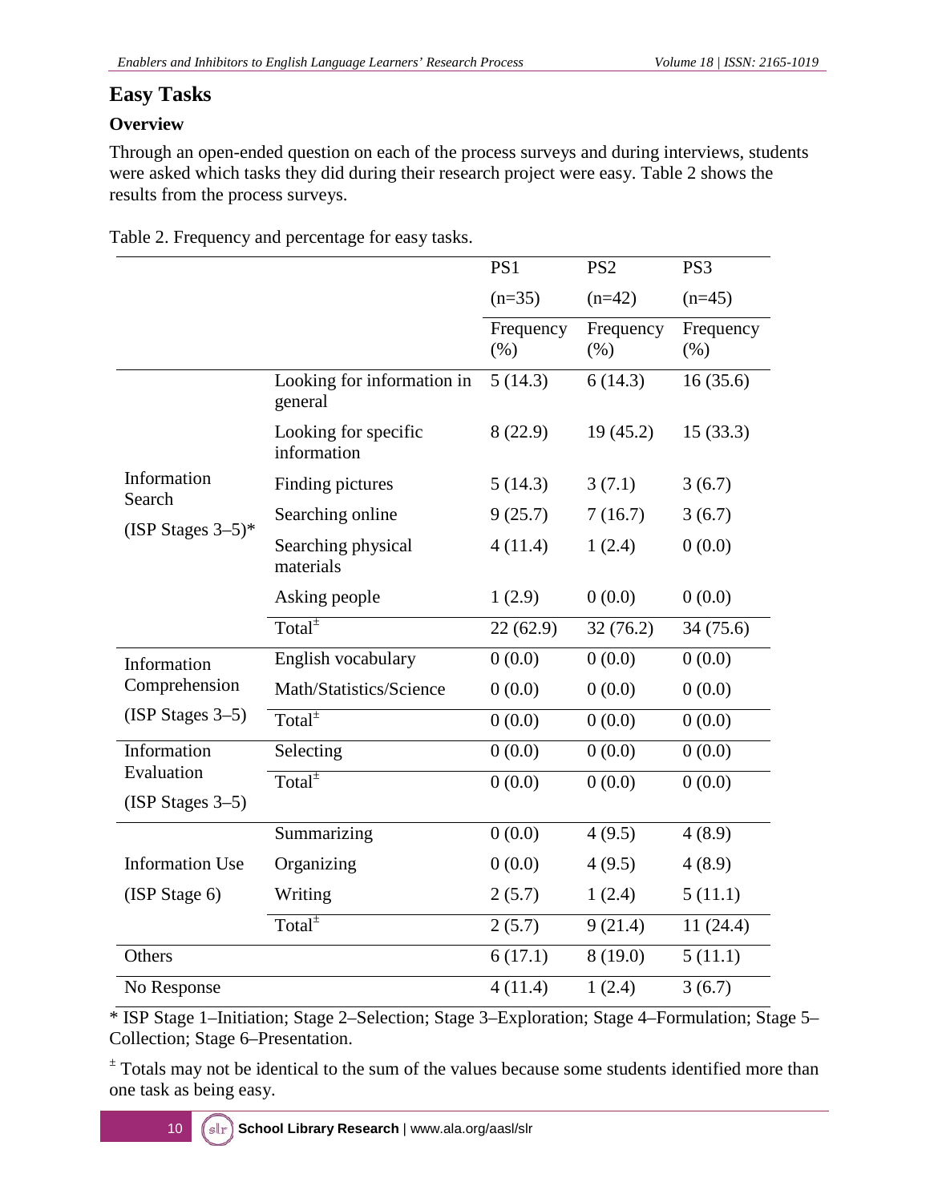## Easy Tasks

### Overview

Through an open-ended question on each of the process surveys and during interviews, students were asked which tasks they did during their research project were easy. Table 2 shows the results from the process surveys.

Table 2. Frequency and percentage for easy tasks.

| | | PS1 (n=35) | PS2 (n=42) | PS3 (n=45) |
|---|---|---|---|---|
| | | Frequency (%) | Frequency (%) | Frequency (%) |
| Information Search (ISP Stages 3–5)* | Looking for information in general | 5 (14.3) | 6 (14.3) | 16 (35.6) |
| | Looking for specific information | 8 (22.9) | 19 (45.2) | 15 (33.3) |
| | Finding pictures | 5 (14.3) | 3 (7.1) | 3 (6.7) |
| | Searching online | 9 (25.7) | 7 (16.7) | 3 (6.7) |
| | Searching physical materials | 4 (11.4) | 1 (2.4) | 0 (0.0) |
| | Asking people | 1 (2.9) | 0 (0.0) | 0 (0.0) |
| | Total± | 22 (62.9) | 32 (76.2) | 34 (75.6) |
| Information Comprehension (ISP Stages 3–5) | English vocabulary | 0 (0.0) | 0 (0.0) | 0 (0.0) |
| | Math/Statistics/Science | 0 (0.0) | 0 (0.0) | 0 (0.0) |
| | Total± | 0 (0.0) | 0 (0.0) | 0 (0.0) |
| Information Evaluation (ISP Stages 3–5) | Selecting | 0 (0.0) | 0 (0.0) | 0 (0.0) |
| | Total± | 0 (0.0) | 0 (0.0) | 0 (0.0) |
| Information Use (ISP Stage 6) | Summarizing | 0 (0.0) | 4 (9.5) | 4 (8.9) |
| | Organizing | 0 (0.0) | 4 (9.5) | 4 (8.9) |
| | Writing | 2 (5.7) | 1 (2.4) | 5 (11.1) |
| | Total± | 2 (5.7) | 9 (21.4) | 11 (24.4) |
| Others | | 6 (17.1) | 8 (19.0) | 5 (11.1) |
| No Response | | 4 (11.4) | 1 (2.4) | 3 (6.7) |

* ISP Stage 1–Initiation; Stage 2–Selection; Stage 3–Exploration; Stage 4–Formulation; Stage 5–Collection; Stage 6–Presentation.

± Totals may not be identical to the sum of the values because some students identified more than one task as being easy.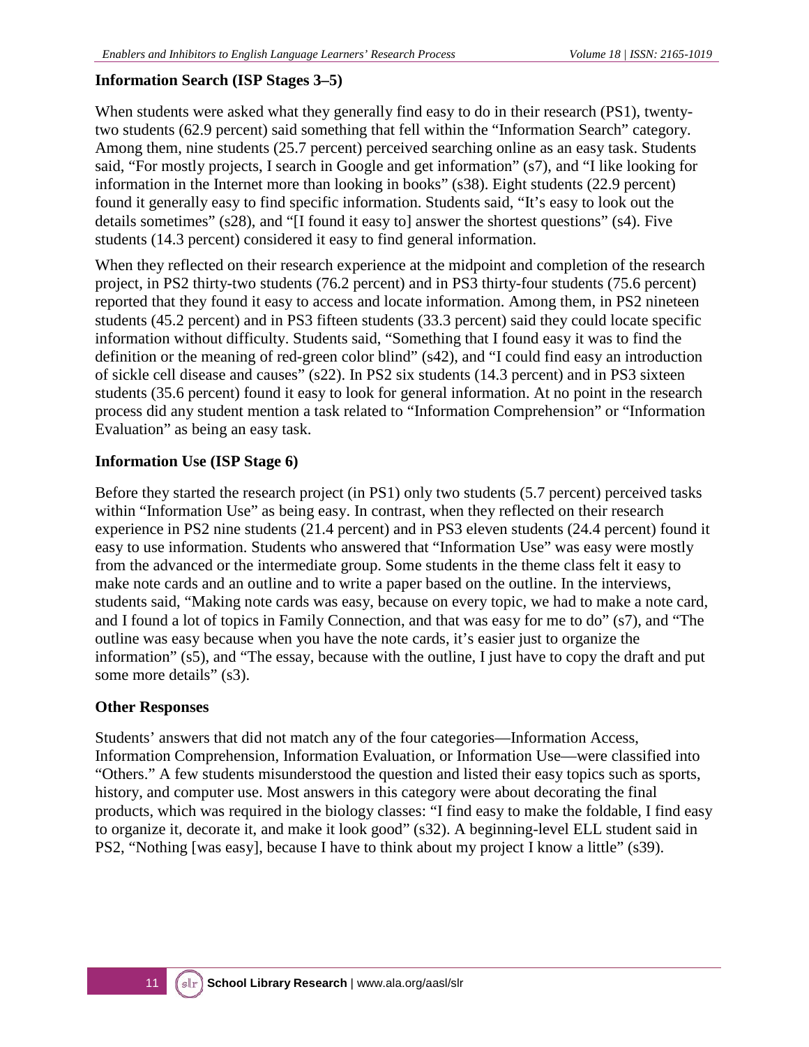### Information Search (ISP Stages 3–5)

When students were asked what they generally find easy to do in their research (PS1), twenty-two students (62.9 percent) said something that fell within the "Information Search" category. Among them, nine students (25.7 percent) perceived searching online as an easy task. Students said, "For mostly projects, I search in Google and get information" (s7), and "I like looking for information in the Internet more than looking in books" (s38). Eight students (22.9 percent) found it generally easy to find specific information. Students said, "It's easy to look out the details sometimes" (s28), and "[I found it easy to] answer the shortest questions" (s4). Five students (14.3 percent) considered it easy to find general information.

When they reflected on their research experience at the midpoint and completion of the research project, in PS2 thirty-two students (76.2 percent) and in PS3 thirty-four students (75.6 percent) reported that they found it easy to access and locate information. Among them, in PS2 nineteen students (45.2 percent) and in PS3 fifteen students (33.3 percent) said they could locate specific information without difficulty. Students said, "Something that I found easy it was to find the definition or the meaning of red-green color blind" (s42), and "I could find easy an introduction of sickle cell disease and causes" (s22). In PS2 six students (14.3 percent) and in PS3 sixteen students (35.6 percent) found it easy to look for general information. At no point in the research process did any student mention a task related to "Information Comprehension" or "Information Evaluation" as being an easy task.

### Information Use (ISP Stage 6)

Before they started the research project (in PS1) only two students (5.7 percent) perceived tasks within "Information Use" as being easy. In contrast, when they reflected on their research experience in PS2 nine students (21.4 percent) and in PS3 eleven students (24.4 percent) found it easy to use information. Students who answered that "Information Use" was easy were mostly from the advanced or the intermediate group. Some students in the theme class felt it easy to make note cards and an outline and to write a paper based on the outline. In the interviews, students said, "Making note cards was easy, because on every topic, we had to make a note card, and I found a lot of topics in Family Connection, and that was easy for me to do" (s7), and "The outline was easy because when you have the note cards, it's easier just to organize the information" (s5), and "The essay, because with the outline, I just have to copy the draft and put some more details" (s3).

### Other Responses

Students' answers that did not match any of the four categories—Information Access, Information Comprehension, Information Evaluation, or Information Use—were classified into "Others." A few students misunderstood the question and listed their easy topics such as sports, history, and computer use. Most answers in this category were about decorating the final products, which was required in the biology classes: "I find easy to make the foldable, I find easy to organize it, decorate it, and make it look good" (s32). A beginning-level ELL student said in PS2, "Nothing [was easy], because I have to think about my project I know a little" (s39).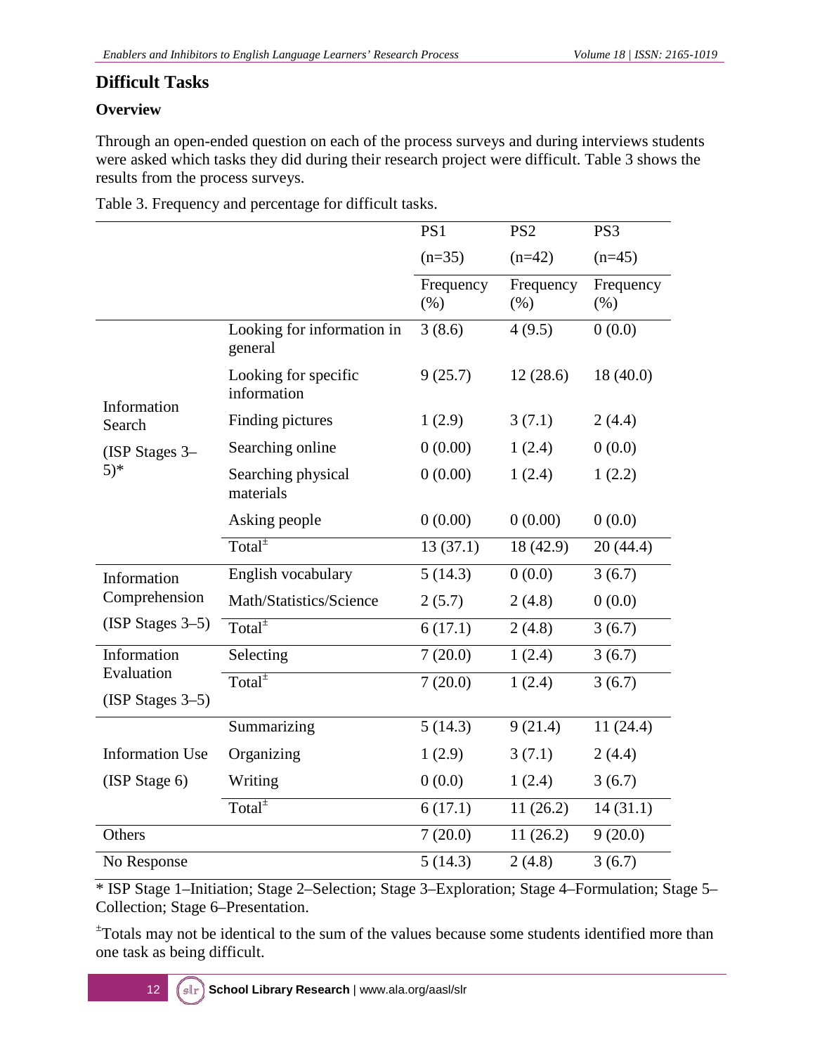## Difficult Tasks

### Overview

Through an open-ended question on each of the process surveys and during interviews students were asked which tasks they did during their research project were difficult. Table 3 shows the results from the process surveys.

Table 3. Frequency and percentage for difficult tasks.

| | | PS1 (n=35) | PS2 (n=42) | PS3 (n=45) |
|---|---|---|---|---|
| | | Frequency (%) | Frequency (%) | Frequency (%) |
| Information Search (ISP Stages 3–5)* | Looking for information in general | 3 (8.6) | 4 (9.5) | 0 (0.0) |
| | Looking for specific information | 9 (25.7) | 12 (28.6) | 18 (40.0) |
| | Finding pictures | 1 (2.9) | 3 (7.1) | 2 (4.4) |
| | Searching online | 0 (0.00) | 1 (2.4) | 0 (0.0) |
| | Searching physical materials | 0 (0.00) | 1 (2.4) | 1 (2.2) |
| | Asking people | 0 (0.00) | 0 (0.00) | 0 (0.0) |
| | Total± | 13 (37.1) | 18 (42.9) | 20 (44.4) |
| Information Comprehension (ISP Stages 3–5) | English vocabulary | 5 (14.3) | 0 (0.0) | 3 (6.7) |
| | Math/Statistics/Science | 2 (5.7) | 2 (4.8) | 0 (0.0) |
| | Total± | 6 (17.1) | 2 (4.8) | 3 (6.7) |
| Information Evaluation (ISP Stages 3–5) | Selecting | 7 (20.0) | 1 (2.4) | 3 (6.7) |
| | Total± | 7 (20.0) | 1 (2.4) | 3 (6.7) |
| Information Use (ISP Stage 6) | Summarizing | 5 (14.3) | 9 (21.4) | 11 (24.4) |
| | Organizing | 1 (2.9) | 3 (7.1) | 2 (4.4) |
| | Writing | 0 (0.0) | 1 (2.4) | 3 (6.7) |
| | Total± | 6 (17.1) | 11 (26.2) | 14 (31.1) |
| Others | | 7 (20.0) | 11 (26.2) | 9 (20.0) |
| No Response | | 5 (14.3) | 2 (4.8) | 3 (6.7) |

\* ISP Stage 1–Initiation; Stage 2–Selection; Stage 3–Exploration; Stage 4–Formulation; Stage 5–Collection; Stage 6–Presentation.

±Totals may not be identical to the sum of the values because some students identified more than one task as being difficult.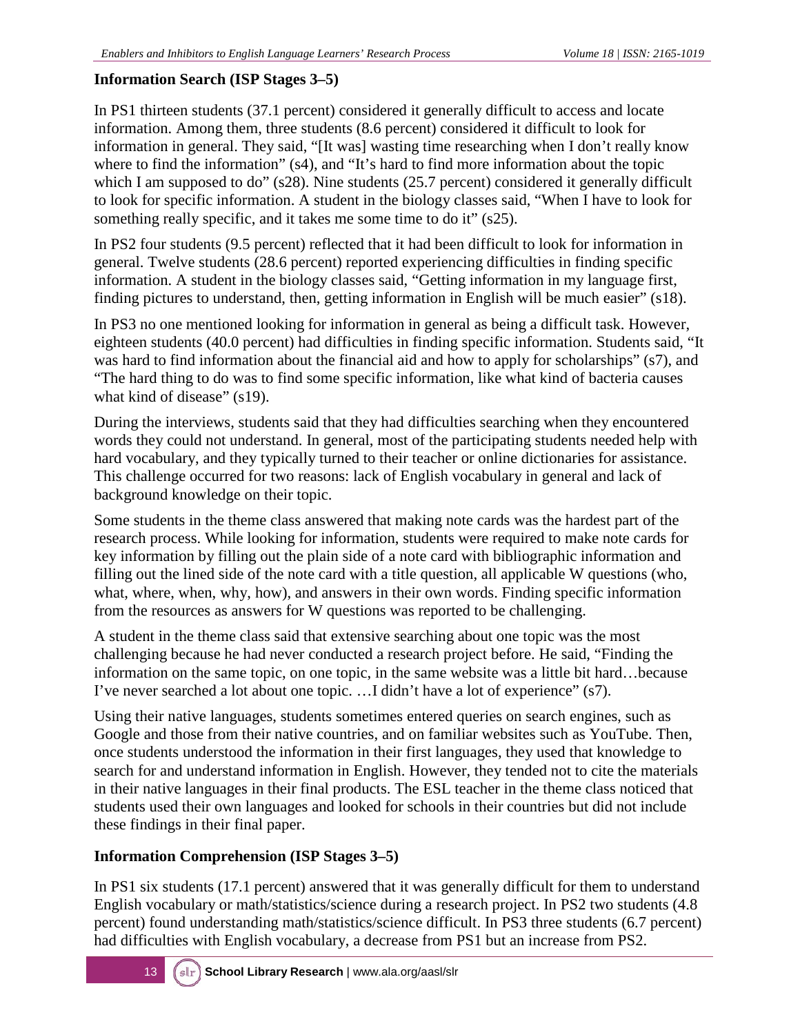### Information Search (ISP Stages 3–5)

In PS1 thirteen students (37.1 percent) considered it generally difficult to access and locate information. Among them, three students (8.6 percent) considered it difficult to look for information in general. They said, "[It was] wasting time researching when I don't really know where to find the information" (s4), and "It's hard to find more information about the topic which I am supposed to do" (s28). Nine students (25.7 percent) considered it generally difficult to look for specific information. A student in the biology classes said, "When I have to look for something really specific, and it takes me some time to do it" (s25).

In PS2 four students (9.5 percent) reflected that it had been difficult to look for information in general. Twelve students (28.6 percent) reported experiencing difficulties in finding specific information. A student in the biology classes said, "Getting information in my language first, finding pictures to understand, then, getting information in English will be much easier" (s18).

In PS3 no one mentioned looking for information in general as being a difficult task. However, eighteen students (40.0 percent) had difficulties in finding specific information. Students said, "It was hard to find information about the financial aid and how to apply for scholarships" (s7), and "The hard thing to do was to find some specific information, like what kind of bacteria causes what kind of disease" (s19).

During the interviews, students said that they had difficulties searching when they encountered words they could not understand. In general, most of the participating students needed help with hard vocabulary, and they typically turned to their teacher or online dictionaries for assistance. This challenge occurred for two reasons: lack of English vocabulary in general and lack of background knowledge on their topic.

Some students in the theme class answered that making note cards was the hardest part of the research process. While looking for information, students were required to make note cards for key information by filling out the plain side of a note card with bibliographic information and filling out the lined side of the note card with a title question, all applicable W questions (who, what, where, when, why, how), and answers in their own words. Finding specific information from the resources as answers for W questions was reported to be challenging.

A student in the theme class said that extensive searching about one topic was the most challenging because he had never conducted a research project before. He said, "Finding the information on the same topic, on one topic, in the same website was a little bit hard…because I've never searched a lot about one topic. …I didn't have a lot of experience" (s7).

Using their native languages, students sometimes entered queries on search engines, such as Google and those from their native countries, and on familiar websites such as YouTube. Then, once students understood the information in their first languages, they used that knowledge to search for and understand information in English. However, they tended not to cite the materials in their native languages in their final products. The ESL teacher in the theme class noticed that students used their own languages and looked for schools in their countries but did not include these findings in their final paper.

### Information Comprehension (ISP Stages 3–5)

In PS1 six students (17.1 percent) answered that it was generally difficult for them to understand English vocabulary or math/statistics/science during a research project. In PS2 two students (4.8 percent) found understanding math/statistics/science difficult. In PS3 three students (6.7 percent) had difficulties with English vocabulary, a decrease from PS1 but an increase from PS2.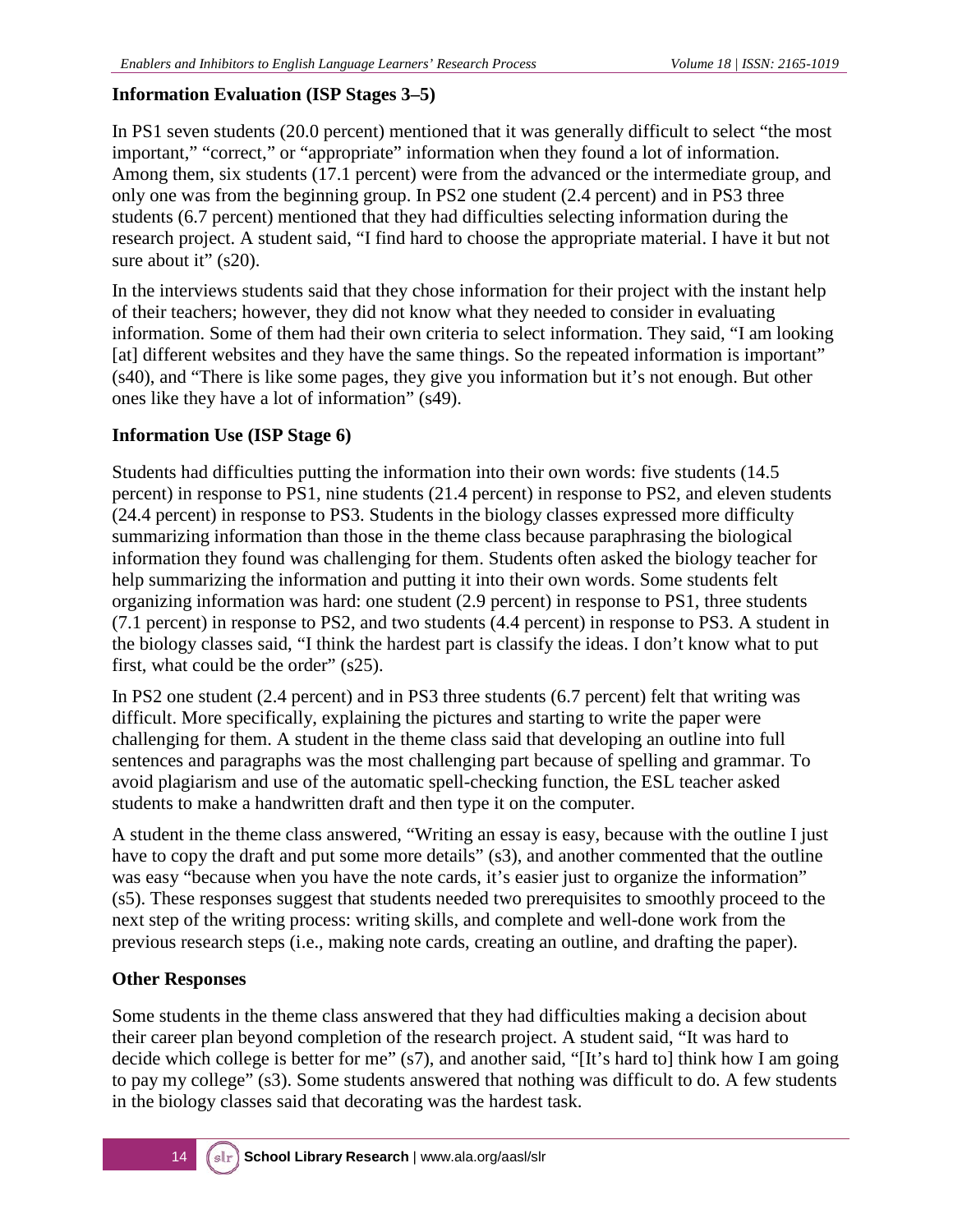### Information Evaluation (ISP Stages 3–5)

In PS1 seven students (20.0 percent) mentioned that it was generally difficult to select "the most important," "correct," or "appropriate" information when they found a lot of information. Among them, six students (17.1 percent) were from the advanced or the intermediate group, and only one was from the beginning group. In PS2 one student (2.4 percent) and in PS3 three students (6.7 percent) mentioned that they had difficulties selecting information during the research project. A student said, "I find hard to choose the appropriate material. I have it but not sure about it" (s20).

In the interviews students said that they chose information for their project with the instant help of their teachers; however, they did not know what they needed to consider in evaluating information. Some of them had their own criteria to select information. They said, "I am looking [at] different websites and they have the same things. So the repeated information is important" (s40), and "There is like some pages, they give you information but it's not enough. But other ones like they have a lot of information" (s49).

### Information Use (ISP Stage 6)

Students had difficulties putting the information into their own words: five students (14.5 percent) in response to PS1, nine students (21.4 percent) in response to PS2, and eleven students (24.4 percent) in response to PS3. Students in the biology classes expressed more difficulty summarizing information than those in the theme class because paraphrasing the biological information they found was challenging for them. Students often asked the biology teacher for help summarizing the information and putting it into their own words. Some students felt organizing information was hard: one student (2.9 percent) in response to PS1, three students (7.1 percent) in response to PS2, and two students (4.4 percent) in response to PS3. A student in the biology classes said, "I think the hardest part is classify the ideas. I don't know what to put first, what could be the order" (s25).

In PS2 one student (2.4 percent) and in PS3 three students (6.7 percent) felt that writing was difficult. More specifically, explaining the pictures and starting to write the paper were challenging for them. A student in the theme class said that developing an outline into full sentences and paragraphs was the most challenging part because of spelling and grammar. To avoid plagiarism and use of the automatic spell-checking function, the ESL teacher asked students to make a handwritten draft and then type it on the computer.

A student in the theme class answered, "Writing an essay is easy, because with the outline I just have to copy the draft and put some more details" (s3), and another commented that the outline was easy "because when you have the note cards, it's easier just to organize the information" (s5). These responses suggest that students needed two prerequisites to smoothly proceed to the next step of the writing process: writing skills, and complete and well-done work from the previous research steps (i.e., making note cards, creating an outline, and drafting the paper).

### Other Responses

Some students in the theme class answered that they had difficulties making a decision about their career plan beyond completion of the research project. A student said, "It was hard to decide which college is better for me" (s7), and another said, "[It's hard to] think how I am going to pay my college" (s3). Some students answered that nothing was difficult to do. A few students in the biology classes said that decorating was the hardest task.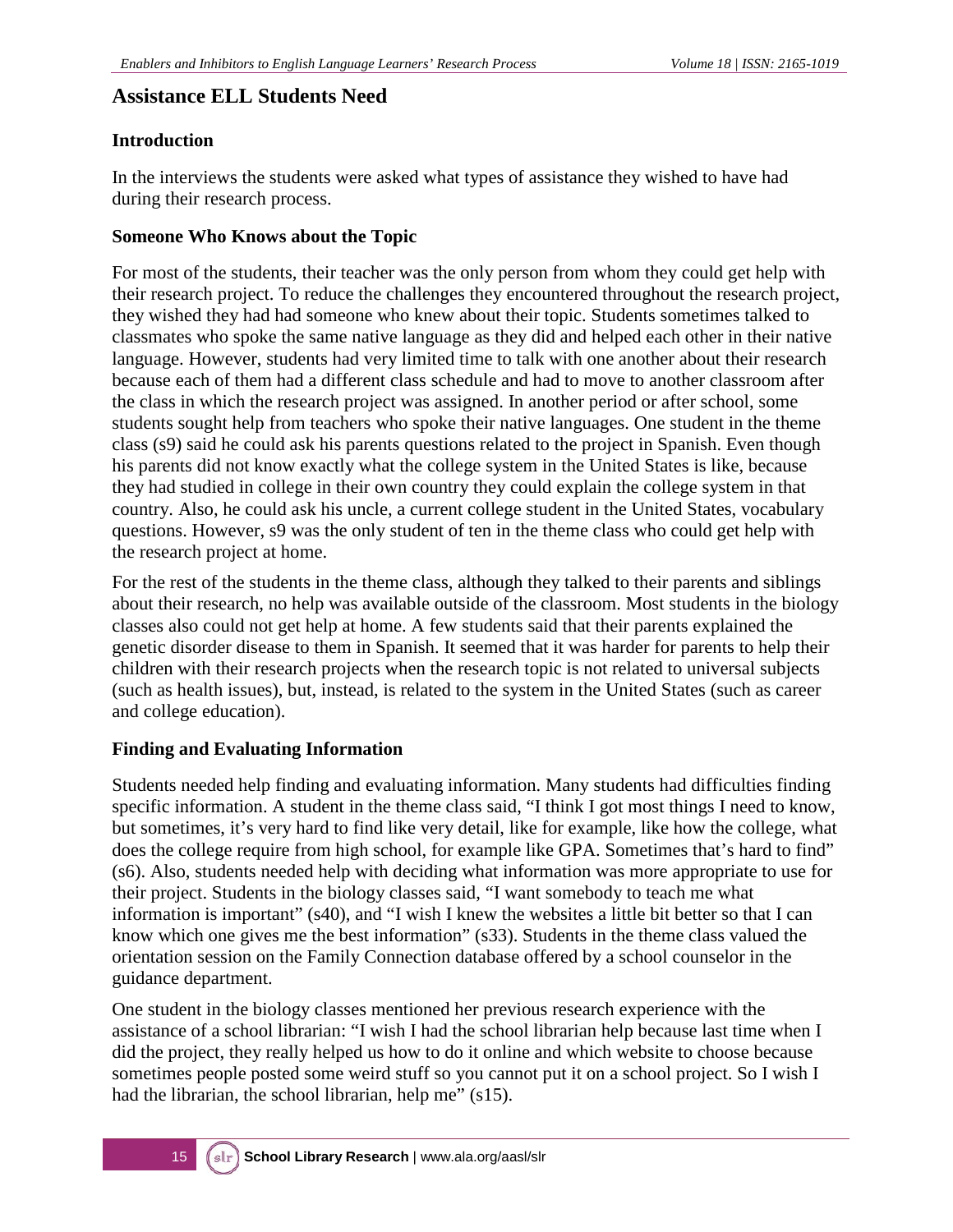## Assistance ELL Students Need

### Introduction

In the interviews the students were asked what types of assistance they wished to have had during their research process.

### Someone Who Knows about the Topic

For most of the students, their teacher was the only person from whom they could get help with their research project. To reduce the challenges they encountered throughout the research project, they wished they had had someone who knew about their topic. Students sometimes talked to classmates who spoke the same native language as they did and helped each other in their native language. However, students had very limited time to talk with one another about their research because each of them had a different class schedule and had to move to another classroom after the class in which the research project was assigned. In another period or after school, some students sought help from teachers who spoke their native languages. One student in the theme class (s9) said he could ask his parents questions related to the project in Spanish. Even though his parents did not know exactly what the college system in the United States is like, because they had studied in college in their own country they could explain the college system in that country. Also, he could ask his uncle, a current college student in the United States, vocabulary questions. However, s9 was the only student of ten in the theme class who could get help with the research project at home.

For the rest of the students in the theme class, although they talked to their parents and siblings about their research, no help was available outside of the classroom. Most students in the biology classes also could not get help at home. A few students said that their parents explained the genetic disorder disease to them in Spanish. It seemed that it was harder for parents to help their children with their research projects when the research topic is not related to universal subjects (such as health issues), but, instead, is related to the system in the United States (such as career and college education).

### Finding and Evaluating Information

Students needed help finding and evaluating information. Many students had difficulties finding specific information. A student in the theme class said, "I think I got most things I need to know, but sometimes, it's very hard to find like very detail, like for example, like how the college, what does the college require from high school, for example like GPA. Sometimes that's hard to find" (s6). Also, students needed help with deciding what information was more appropriate to use for their project. Students in the biology classes said, "I want somebody to teach me what information is important" (s40), and "I wish I knew the websites a little bit better so that I can know which one gives me the best information" (s33). Students in the theme class valued the orientation session on the Family Connection database offered by a school counselor in the guidance department.

One student in the biology classes mentioned her previous research experience with the assistance of a school librarian: "I wish I had the school librarian help because last time when I did the project, they really helped us how to do it online and which website to choose because sometimes people posted some weird stuff so you cannot put it on a school project. So I wish I had the librarian, the school librarian, help me" (s15).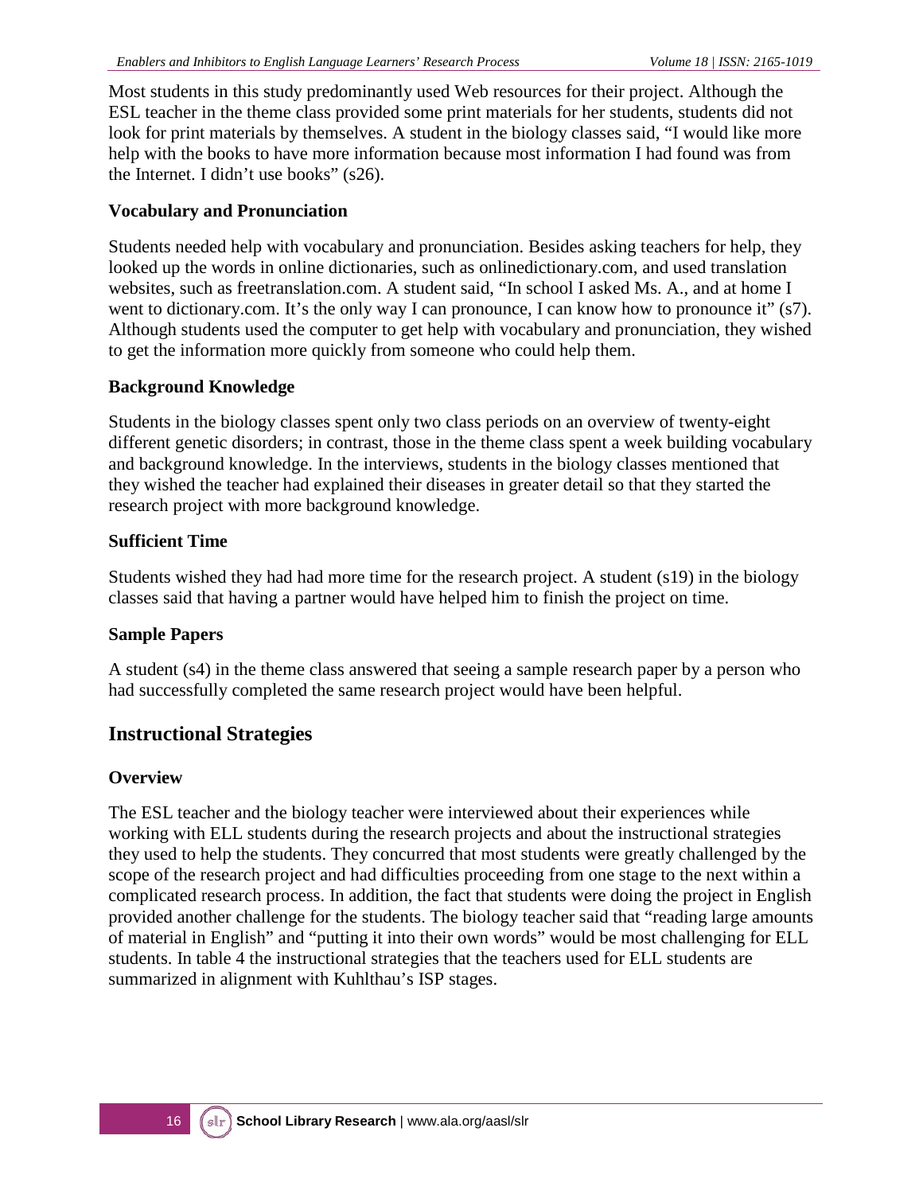Most students in this study predominantly used Web resources for their project. Although the ESL teacher in the theme class provided some print materials for her students, students did not look for print materials by themselves. A student in the biology classes said, "I would like more help with the books to have more information because most information I had found was from the Internet. I didn't use books" (s26).

### Vocabulary and Pronunciation

Students needed help with vocabulary and pronunciation. Besides asking teachers for help, they looked up the words in online dictionaries, such as onlinedictionary.com, and used translation websites, such as freetranslation.com. A student said, "In school I asked Ms. A., and at home I went to dictionary.com. It's the only way I can pronounce, I can know how to pronounce it" (s7). Although students used the computer to get help with vocabulary and pronunciation, they wished to get the information more quickly from someone who could help them.

### Background Knowledge

Students in the biology classes spent only two class periods on an overview of twenty-eight different genetic disorders; in contrast, those in the theme class spent a week building vocabulary and background knowledge. In the interviews, students in the biology classes mentioned that they wished the teacher had explained their diseases in greater detail so that they started the research project with more background knowledge.

### Sufficient Time

Students wished they had had more time for the research project. A student (s19) in the biology classes said that having a partner would have helped him to finish the project on time.

### Sample Papers

A student (s4) in the theme class answered that seeing a sample research paper by a person who had successfully completed the same research project would have been helpful.

## Instructional Strategies

### Overview

The ESL teacher and the biology teacher were interviewed about their experiences while working with ELL students during the research projects and about the instructional strategies they used to help the students. They concurred that most students were greatly challenged by the scope of the research project and had difficulties proceeding from one stage to the next within a complicated research process. In addition, the fact that students were doing the project in English provided another challenge for the students. The biology teacher said that "reading large amounts of material in English" and "putting it into their own words" would be most challenging for ELL students. In table 4 the instructional strategies that the teachers used for ELL students are summarized in alignment with Kuhlthau's ISP stages.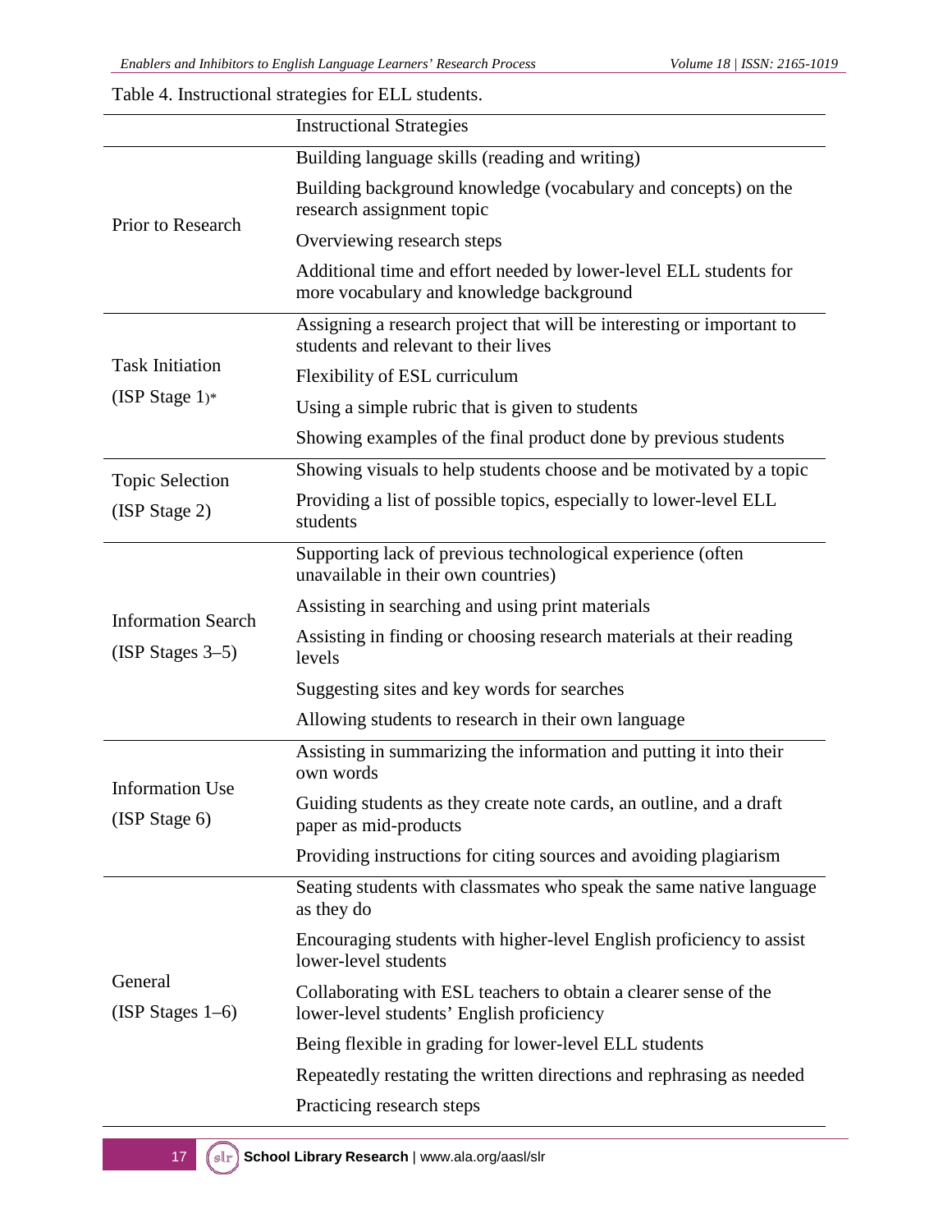Table 4. Instructional strategies for ELL students.

| | Instructional Strategies |
|---|---|
| Prior to Research | Building language skills (reading and writing) |
| | Building background knowledge (vocabulary and concepts) on the research assignment topic |
| | Overviewing research steps |
| | Additional time and effort needed by lower-level ELL students for more vocabulary and knowledge background |
| Task Initiation (ISP Stage 1)* | Assigning a research project that will be interesting or important to students and relevant to their lives |
| | Flexibility of ESL curriculum |
| | Using a simple rubric that is given to students |
| | Showing examples of the final product done by previous students |
| Topic Selection (ISP Stage 2) | Showing visuals to help students choose and be motivated by a topic |
| | Providing a list of possible topics, especially to lower-level ELL students |
| Information Search (ISP Stages 3–5) | Supporting lack of previous technological experience (often unavailable in their own countries) |
| | Assisting in searching and using print materials |
| | Assisting in finding or choosing research materials at their reading levels |
| | Suggesting sites and key words for searches |
| | Allowing students to research in their own language |
| Information Use (ISP Stage 6) | Assisting in summarizing the information and putting it into their own words |
| | Guiding students as they create note cards, an outline, and a draft paper as mid-products |
| | Providing instructions for citing sources and avoiding plagiarism |
| General (ISP Stages 1–6) | Seating students with classmates who speak the same native language as they do |
| | Encouraging students with higher-level English proficiency to assist lower-level students |
| | Collaborating with ESL teachers to obtain a clearer sense of the lower-level students' English proficiency |
| | Being flexible in grading for lower-level ELL students |
| | Repeatedly restating the written directions and rephrasing as needed |
| | Practicing research steps |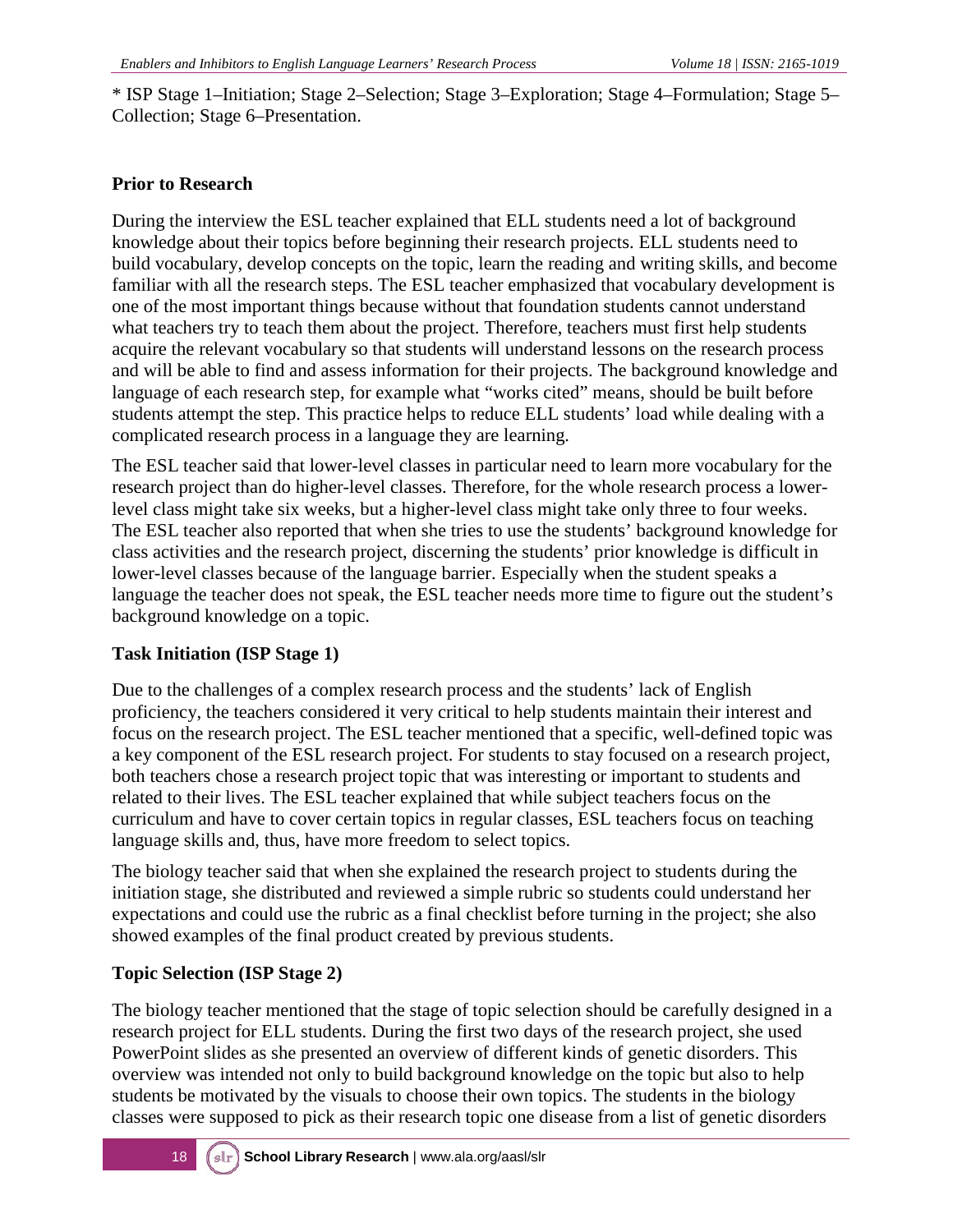* ISP Stage 1–Initiation; Stage 2–Selection; Stage 3–Exploration; Stage 4–Formulation; Stage 5–Collection; Stage 6–Presentation.

### Prior to Research

During the interview the ESL teacher explained that ELL students need a lot of background knowledge about their topics before beginning their research projects. ELL students need to build vocabulary, develop concepts on the topic, learn the reading and writing skills, and become familiar with all the research steps. The ESL teacher emphasized that vocabulary development is one of the most important things because without that foundation students cannot understand what teachers try to teach them about the project. Therefore, teachers must first help students acquire the relevant vocabulary so that students will understand lessons on the research process and will be able to find and assess information for their projects. The background knowledge and language of each research step, for example what "works cited" means, should be built before students attempt the step. This practice helps to reduce ELL students' load while dealing with a complicated research process in a language they are learning.

The ESL teacher said that lower-level classes in particular need to learn more vocabulary for the research project than do higher-level classes. Therefore, for the whole research process a lower-level class might take six weeks, but a higher-level class might take only three to four weeks. The ESL teacher also reported that when she tries to use the students' background knowledge for class activities and the research project, discerning the students' prior knowledge is difficult in lower-level classes because of the language barrier. Especially when the student speaks a language the teacher does not speak, the ESL teacher needs more time to figure out the student's background knowledge on a topic.

### Task Initiation (ISP Stage 1)

Due to the challenges of a complex research process and the students' lack of English proficiency, the teachers considered it very critical to help students maintain their interest and focus on the research project. The ESL teacher mentioned that a specific, well-defined topic was a key component of the ESL research project. For students to stay focused on a research project, both teachers chose a research project topic that was interesting or important to students and related to their lives. The ESL teacher explained that while subject teachers focus on the curriculum and have to cover certain topics in regular classes, ESL teachers focus on teaching language skills and, thus, have more freedom to select topics.

The biology teacher said that when she explained the research project to students during the initiation stage, she distributed and reviewed a simple rubric so students could understand her expectations and could use the rubric as a final checklist before turning in the project; she also showed examples of the final product created by previous students.

### Topic Selection (ISP Stage 2)

The biology teacher mentioned that the stage of topic selection should be carefully designed in a research project for ELL students. During the first two days of the research project, she used PowerPoint slides as she presented an overview of different kinds of genetic disorders. This overview was intended not only to build background knowledge on the topic but also to help students be motivated by the visuals to choose their own topics. The students in the biology classes were supposed to pick as their research topic one disease from a list of genetic disorders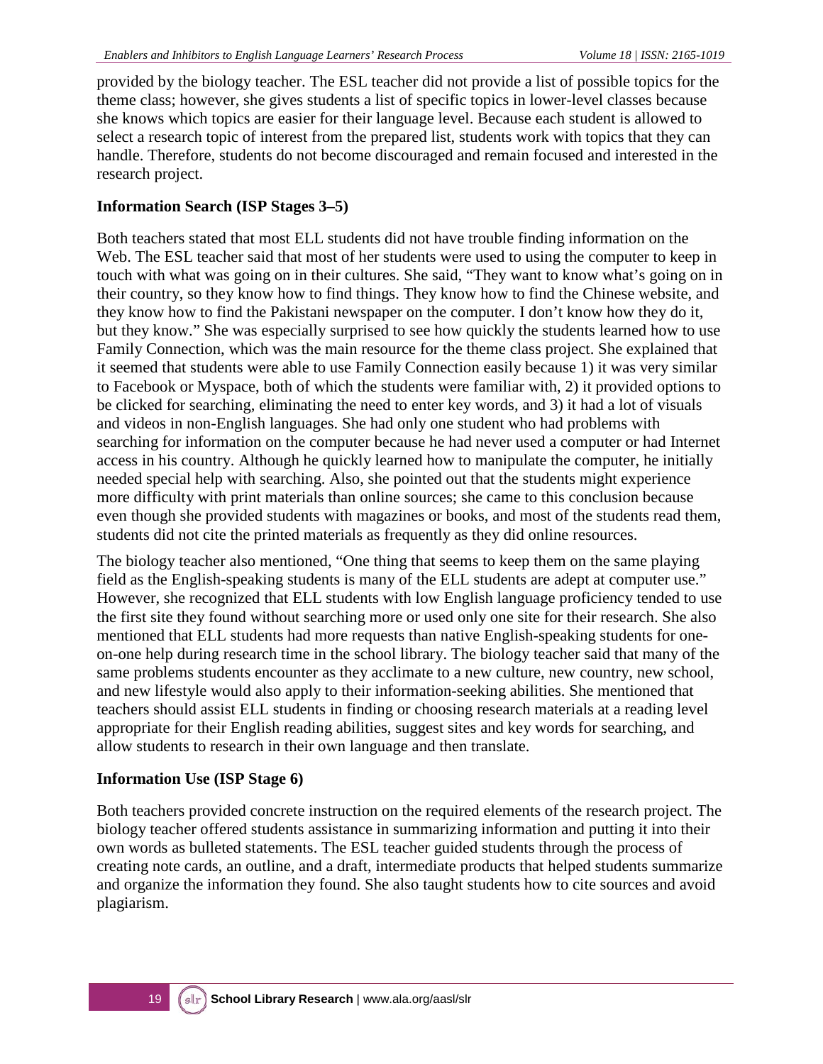provided by the biology teacher. The ESL teacher did not provide a list of possible topics for the theme class; however, she gives students a list of specific topics in lower-level classes because she knows which topics are easier for their language level. Because each student is allowed to select a research topic of interest from the prepared list, students work with topics that they can handle. Therefore, students do not become discouraged and remain focused and interested in the research project.

### Information Search (ISP Stages 3–5)

Both teachers stated that most ELL students did not have trouble finding information on the Web. The ESL teacher said that most of her students were used to using the computer to keep in touch with what was going on in their cultures. She said, "They want to know what's going on in their country, so they know how to find things. They know how to find the Chinese website, and they know how to find the Pakistani newspaper on the computer. I don't know how they do it, but they know." She was especially surprised to see how quickly the students learned how to use Family Connection, which was the main resource for the theme class project. She explained that it seemed that students were able to use Family Connection easily because 1) it was very similar to Facebook or Myspace, both of which the students were familiar with, 2) it provided options to be clicked for searching, eliminating the need to enter key words, and 3) it had a lot of visuals and videos in non-English languages. She had only one student who had problems with searching for information on the computer because he had never used a computer or had Internet access in his country. Although he quickly learned how to manipulate the computer, he initially needed special help with searching. Also, she pointed out that the students might experience more difficulty with print materials than online sources; she came to this conclusion because even though she provided students with magazines or books, and most of the students read them, students did not cite the printed materials as frequently as they did online resources.

The biology teacher also mentioned, "One thing that seems to keep them on the same playing field as the English-speaking students is many of the ELL students are adept at computer use." However, she recognized that ELL students with low English language proficiency tended to use the first site they found without searching more or used only one site for their research. She also mentioned that ELL students had more requests than native English-speaking students for one-on-one help during research time in the school library. The biology teacher said that many of the same problems students encounter as they acclimate to a new culture, new country, new school, and new lifestyle would also apply to their information-seeking abilities. She mentioned that teachers should assist ELL students in finding or choosing research materials at a reading level appropriate for their English reading abilities, suggest sites and key words for searching, and allow students to research in their own language and then translate.

### Information Use (ISP Stage 6)

Both teachers provided concrete instruction on the required elements of the research project. The biology teacher offered students assistance in summarizing information and putting it into their own words as bulleted statements. The ESL teacher guided students through the process of creating note cards, an outline, and a draft, intermediate products that helped students summarize and organize the information they found. She also taught students how to cite sources and avoid plagiarism.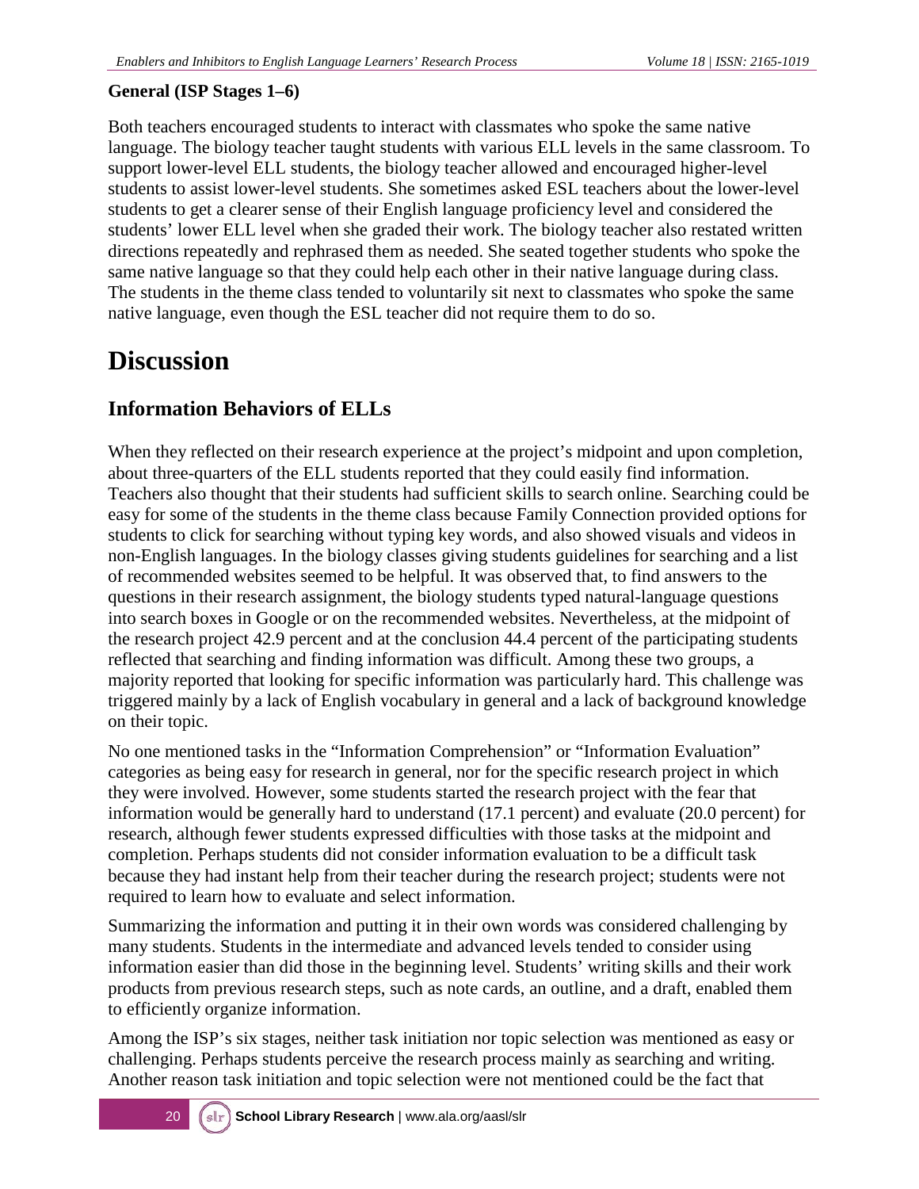**General (ISP Stages 1–6)**

Both teachers encouraged students to interact with classmates who spoke the same native language. The biology teacher taught students with various ELL levels in the same classroom. To support lower-level ELL students, the biology teacher allowed and encouraged higher-level students to assist lower-level students. She sometimes asked ESL teachers about the lower-level students to get a clearer sense of their English language proficiency level and considered the students' lower ELL level when she graded their work. The biology teacher also restated written directions repeatedly and rephrased them as needed. She seated together students who spoke the same native language so that they could help each other in their native language during class. The students in the theme class tended to voluntarily sit next to classmates who spoke the same native language, even though the ESL teacher did not require them to do so.

# Discussion

## Information Behaviors of ELLs

When they reflected on their research experience at the project's midpoint and upon completion, about three-quarters of the ELL students reported that they could easily find information. Teachers also thought that their students had sufficient skills to search online. Searching could be easy for some of the students in the theme class because Family Connection provided options for students to click for searching without typing key words, and also showed visuals and videos in non-English languages. In the biology classes giving students guidelines for searching and a list of recommended websites seemed to be helpful. It was observed that, to find answers to the questions in their research assignment, the biology students typed natural-language questions into search boxes in Google or on the recommended websites. Nevertheless, at the midpoint of the research project 42.9 percent and at the conclusion 44.4 percent of the participating students reflected that searching and finding information was difficult. Among these two groups, a majority reported that looking for specific information was particularly hard. This challenge was triggered mainly by a lack of English vocabulary in general and a lack of background knowledge on their topic.

No one mentioned tasks in the "Information Comprehension" or "Information Evaluation" categories as being easy for research in general, nor for the specific research project in which they were involved. However, some students started the research project with the fear that information would be generally hard to understand (17.1 percent) and evaluate (20.0 percent) for research, although fewer students expressed difficulties with those tasks at the midpoint and completion. Perhaps students did not consider information evaluation to be a difficult task because they had instant help from their teacher during the research project; students were not required to learn how to evaluate and select information.

Summarizing the information and putting it in their own words was considered challenging by many students. Students in the intermediate and advanced levels tended to consider using information easier than did those in the beginning level. Students' writing skills and their work products from previous research steps, such as note cards, an outline, and a draft, enabled them to efficiently organize information.

Among the ISP's six stages, neither task initiation nor topic selection was mentioned as easy or challenging. Perhaps students perceive the research process mainly as searching and writing. Another reason task initiation and topic selection were not mentioned could be the fact that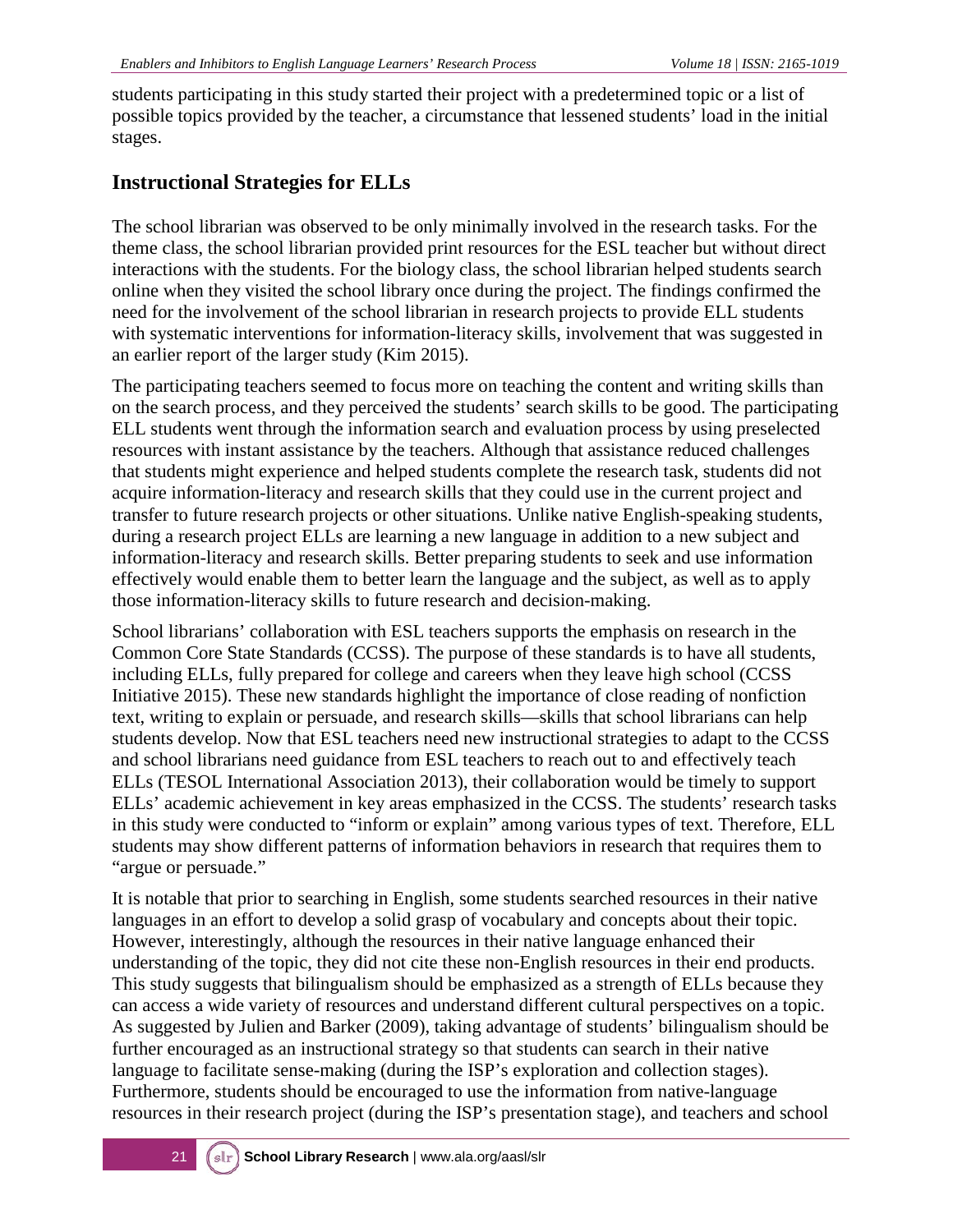students participating in this study started their project with a predetermined topic or a list of possible topics provided by the teacher, a circumstance that lessened students' load in the initial stages.

## Instructional Strategies for ELLs

The school librarian was observed to be only minimally involved in the research tasks. For the theme class, the school librarian provided print resources for the ESL teacher but without direct interactions with the students. For the biology class, the school librarian helped students search online when they visited the school library once during the project. The findings confirmed the need for the involvement of the school librarian in research projects to provide ELL students with systematic interventions for information-literacy skills, involvement that was suggested in an earlier report of the larger study (Kim 2015).

The participating teachers seemed to focus more on teaching the content and writing skills than on the search process, and they perceived the students' search skills to be good. The participating ELL students went through the information search and evaluation process by using preselected resources with instant assistance by the teachers. Although that assistance reduced challenges that students might experience and helped students complete the research task, students did not acquire information-literacy and research skills that they could use in the current project and transfer to future research projects or other situations. Unlike native English-speaking students, during a research project ELLs are learning a new language in addition to a new subject and information-literacy and research skills. Better preparing students to seek and use information effectively would enable them to better learn the language and the subject, as well as to apply those information-literacy skills to future research and decision-making.

School librarians' collaboration with ESL teachers supports the emphasis on research in the Common Core State Standards (CCSS). The purpose of these standards is to have all students, including ELLs, fully prepared for college and careers when they leave high school (CCSS Initiative 2015). These new standards highlight the importance of close reading of nonfiction text, writing to explain or persuade, and research skills—skills that school librarians can help students develop. Now that ESL teachers need new instructional strategies to adapt to the CCSS and school librarians need guidance from ESL teachers to reach out to and effectively teach ELLs (TESOL International Association 2013), their collaboration would be timely to support ELLs' academic achievement in key areas emphasized in the CCSS. The students' research tasks in this study were conducted to "inform or explain" among various types of text. Therefore, ELL students may show different patterns of information behaviors in research that requires them to "argue or persuade."

It is notable that prior to searching in English, some students searched resources in their native languages in an effort to develop a solid grasp of vocabulary and concepts about their topic. However, interestingly, although the resources in their native language enhanced their understanding of the topic, they did not cite these non-English resources in their end products. This study suggests that bilingualism should be emphasized as a strength of ELLs because they can access a wide variety of resources and understand different cultural perspectives on a topic. As suggested by Julien and Barker (2009), taking advantage of students' bilingualism should be further encouraged as an instructional strategy so that students can search in their native language to facilitate sense-making (during the ISP's exploration and collection stages). Furthermore, students should be encouraged to use the information from native-language resources in their research project (during the ISP's presentation stage), and teachers and school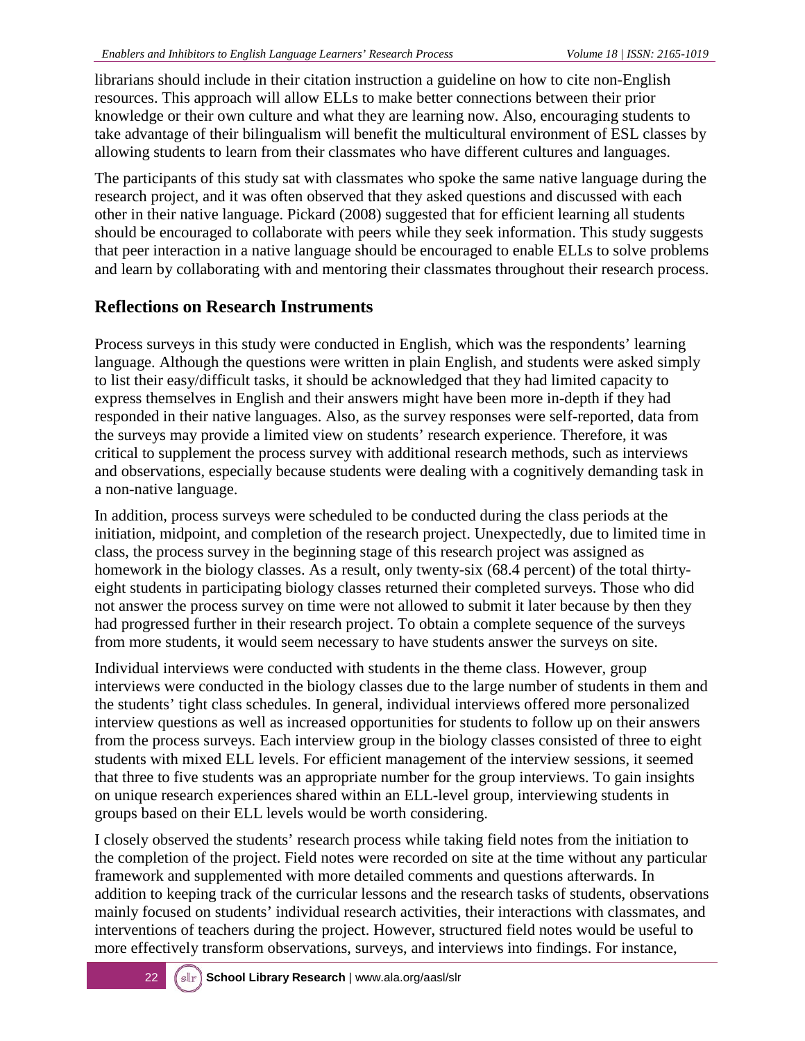librarians should include in their citation instruction a guideline on how to cite non-English resources. This approach will allow ELLs to make better connections between their prior knowledge or their own culture and what they are learning now. Also, encouraging students to take advantage of their bilingualism will benefit the multicultural environment of ESL classes by allowing students to learn from their classmates who have different cultures and languages.

The participants of this study sat with classmates who spoke the same native language during the research project, and it was often observed that they asked questions and discussed with each other in their native language. Pickard (2008) suggested that for efficient learning all students should be encouraged to collaborate with peers while they seek information. This study suggests that peer interaction in a native language should be encouraged to enable ELLs to solve problems and learn by collaborating with and mentoring their classmates throughout their research process.

## Reflections on Research Instruments

Process surveys in this study were conducted in English, which was the respondents' learning language. Although the questions were written in plain English, and students were asked simply to list their easy/difficult tasks, it should be acknowledged that they had limited capacity to express themselves in English and their answers might have been more in-depth if they had responded in their native languages. Also, as the survey responses were self-reported, data from the surveys may provide a limited view on students' research experience. Therefore, it was critical to supplement the process survey with additional research methods, such as interviews and observations, especially because students were dealing with a cognitively demanding task in a non-native language.

In addition, process surveys were scheduled to be conducted during the class periods at the initiation, midpoint, and completion of the research project. Unexpectedly, due to limited time in class, the process survey in the beginning stage of this research project was assigned as homework in the biology classes. As a result, only twenty-six (68.4 percent) of the total thirty-eight students in participating biology classes returned their completed surveys. Those who did not answer the process survey on time were not allowed to submit it later because by then they had progressed further in their research project. To obtain a complete sequence of the surveys from more students, it would seem necessary to have students answer the surveys on site.

Individual interviews were conducted with students in the theme class. However, group interviews were conducted in the biology classes due to the large number of students in them and the students' tight class schedules. In general, individual interviews offered more personalized interview questions as well as increased opportunities for students to follow up on their answers from the process surveys. Each interview group in the biology classes consisted of three to eight students with mixed ELL levels. For efficient management of the interview sessions, it seemed that three to five students was an appropriate number for the group interviews. To gain insights on unique research experiences shared within an ELL-level group, interviewing students in groups based on their ELL levels would be worth considering.

I closely observed the students' research process while taking field notes from the initiation to the completion of the project. Field notes were recorded on site at the time without any particular framework and supplemented with more detailed comments and questions afterwards. In addition to keeping track of the curricular lessons and the research tasks of students, observations mainly focused on students' individual research activities, their interactions with classmates, and interventions of teachers during the project. However, structured field notes would be useful to more effectively transform observations, surveys, and interviews into findings. For instance,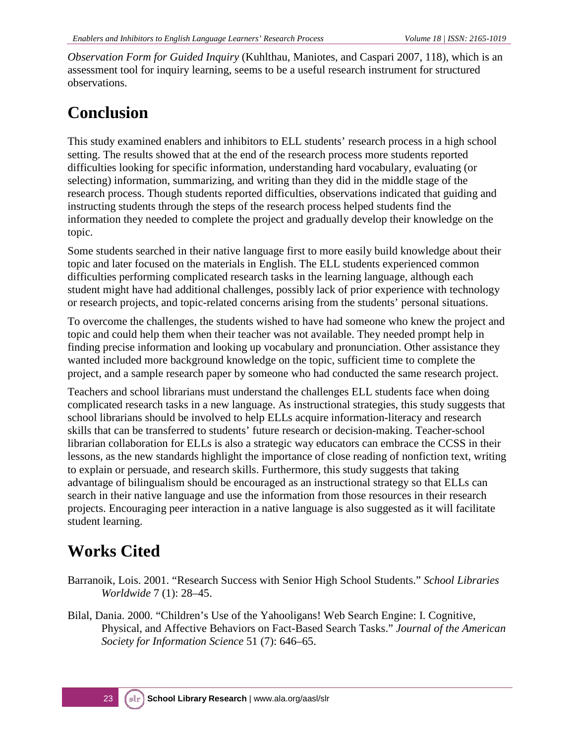*Observation Form for Guided Inquiry* (Kuhlthau, Maniotes, and Caspari 2007, 118), which is an assessment tool for inquiry learning, seems to be a useful research instrument for structured observations.

# Conclusion

This study examined enablers and inhibitors to ELL students' research process in a high school setting. The results showed that at the end of the research process more students reported difficulties looking for specific information, understanding hard vocabulary, evaluating (or selecting) information, summarizing, and writing than they did in the middle stage of the research process. Though students reported difficulties, observations indicated that guiding and instructing students through the steps of the research process helped students find the information they needed to complete the project and gradually develop their knowledge on the topic.

Some students searched in their native language first to more easily build knowledge about their topic and later focused on the materials in English. The ELL students experienced common difficulties performing complicated research tasks in the learning language, although each student might have had additional challenges, possibly lack of prior experience with technology or research projects, and topic-related concerns arising from the students' personal situations.

To overcome the challenges, the students wished to have had someone who knew the project and topic and could help them when their teacher was not available. They needed prompt help in finding precise information and looking up vocabulary and pronunciation. Other assistance they wanted included more background knowledge on the topic, sufficient time to complete the project, and a sample research paper by someone who had conducted the same research project.

Teachers and school librarians must understand the challenges ELL students face when doing complicated research tasks in a new language. As instructional strategies, this study suggests that school librarians should be involved to help ELLs acquire information-literacy and research skills that can be transferred to students' future research or decision-making. Teacher-school librarian collaboration for ELLs is also a strategic way educators can embrace the CCSS in their lessons, as the new standards highlight the importance of close reading of nonfiction text, writing to explain or persuade, and research skills. Furthermore, this study suggests that taking advantage of bilingualism should be encouraged as an instructional strategy so that ELLs can search in their native language and use the information from those resources in their research projects. Encouraging peer interaction in a native language is also suggested as it will facilitate student learning.

# Works Cited

Barranoik, Lois. 2001. "Research Success with Senior High School Students." *School Libraries Worldwide* 7 (1): 28–45.

Bilal, Dania. 2000. "Children's Use of the Yahooligans! Web Search Engine: I. Cognitive, Physical, and Affective Behaviors on Fact-Based Search Tasks." *Journal of the American Society for Information Science* 51 (7): 646–65.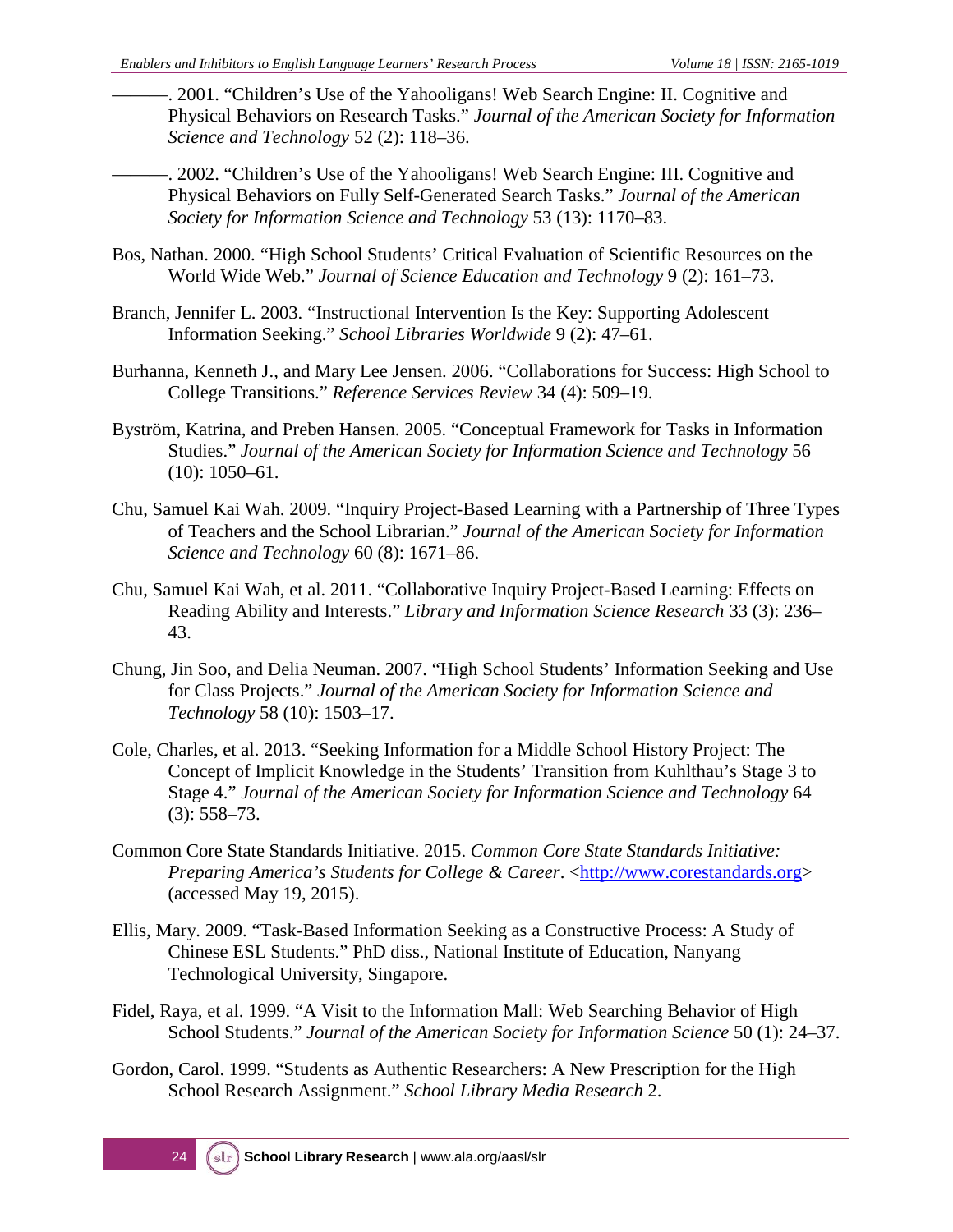———. 2001. "Children's Use of the Yahooligans! Web Search Engine: II. Cognitive and Physical Behaviors on Research Tasks." *Journal of the American Society for Information Science and Technology* 52 (2): 118–36.

———. 2002. "Children's Use of the Yahooligans! Web Search Engine: III. Cognitive and Physical Behaviors on Fully Self-Generated Search Tasks." *Journal of the American Society for Information Science and Technology* 53 (13): 1170–83.

Bos, Nathan. 2000. "High School Students' Critical Evaluation of Scientific Resources on the World Wide Web." *Journal of Science Education and Technology* 9 (2): 161–73.

Branch, Jennifer L. 2003. "Instructional Intervention Is the Key: Supporting Adolescent Information Seeking." *School Libraries Worldwide* 9 (2): 47–61.

Burhanna, Kenneth J., and Mary Lee Jensen. 2006. "Collaborations for Success: High School to College Transitions." *Reference Services Review* 34 (4): 509–19.

Byström, Katrina, and Preben Hansen. 2005. "Conceptual Framework for Tasks in Information Studies." *Journal of the American Society for Information Science and Technology* 56 (10): 1050–61.

Chu, Samuel Kai Wah. 2009. "Inquiry Project-Based Learning with a Partnership of Three Types of Teachers and the School Librarian." *Journal of the American Society for Information Science and Technology* 60 (8): 1671–86.

Chu, Samuel Kai Wah, et al. 2011. "Collaborative Inquiry Project-Based Learning: Effects on Reading Ability and Interests." *Library and Information Science Research* 33 (3): 236–43.

Chung, Jin Soo, and Delia Neuman. 2007. "High School Students' Information Seeking and Use for Class Projects." *Journal of the American Society for Information Science and Technology* 58 (10): 1503–17.

Cole, Charles, et al. 2013. "Seeking Information for a Middle School History Project: The Concept of Implicit Knowledge in the Students' Transition from Kuhlthau's Stage 3 to Stage 4." *Journal of the American Society for Information Science and Technology* 64 (3): 558–73.

Common Core State Standards Initiative. 2015. *Common Core State Standards Initiative: Preparing America's Students for College & Career*. <http://www.corestandards.org> (accessed May 19, 2015).

Ellis, Mary. 2009. "Task-Based Information Seeking as a Constructive Process: A Study of Chinese ESL Students." PhD diss., National Institute of Education, Nanyang Technological University, Singapore.

Fidel, Raya, et al. 1999. "A Visit to the Information Mall: Web Searching Behavior of High School Students." *Journal of the American Society for Information Science* 50 (1): 24–37.

Gordon, Carol. 1999. "Students as Authentic Researchers: A New Prescription for the High School Research Assignment." *School Library Media Research* 2.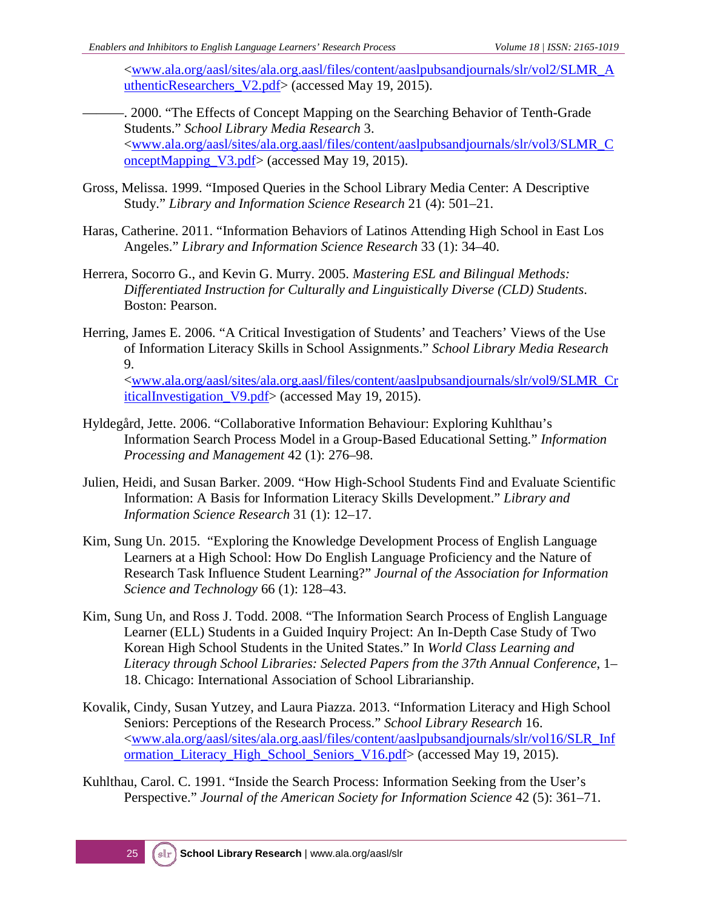<www.ala.org/aasl/sites/ala.org.aasl/files/content/aaslpubsandjournals/slr/vol2/SLMR_AuthenticResearchers_V2.pdf> (accessed May 19, 2015).

———. 2000. "The Effects of Concept Mapping on the Searching Behavior of Tenth-Grade Students." *School Library Media Research* 3. <www.ala.org/aasl/sites/ala.org.aasl/files/content/aaslpubsandjournals/slr/vol3/SLMR_ConceptMapping_V3.pdf> (accessed May 19, 2015).

Gross, Melissa. 1999. "Imposed Queries in the School Library Media Center: A Descriptive Study." *Library and Information Science Research* 21 (4): 501–21.

Haras, Catherine. 2011. "Information Behaviors of Latinos Attending High School in East Los Angeles." *Library and Information Science Research* 33 (1): 34–40.

Herrera, Socorro G., and Kevin G. Murry. 2005. *Mastering ESL and Bilingual Methods: Differentiated Instruction for Culturally and Linguistically Diverse (CLD) Students*. Boston: Pearson.

Herring, James E. 2006. "A Critical Investigation of Students' and Teachers' Views of the Use of Information Literacy Skills in School Assignments." *School Library Media Research* 9. <www.ala.org/aasl/sites/ala.org.aasl/files/content/aaslpubsandjournals/slr/vol9/SLMR_CriticalInvestigation_V9.pdf> (accessed May 19, 2015).

Hyldegård, Jette. 2006. "Collaborative Information Behaviour: Exploring Kuhlthau's Information Search Process Model in a Group-Based Educational Setting." *Information Processing and Management* 42 (1): 276–98.

Julien, Heidi, and Susan Barker. 2009. "How High-School Students Find and Evaluate Scientific Information: A Basis for Information Literacy Skills Development." *Library and Information Science Research* 31 (1): 12–17.

Kim, Sung Un. 2015. "Exploring the Knowledge Development Process of English Language Learners at a High School: How Do English Language Proficiency and the Nature of Research Task Influence Student Learning?" *Journal of the Association for Information Science and Technology* 66 (1): 128–43.

Kim, Sung Un, and Ross J. Todd. 2008. "The Information Search Process of English Language Learner (ELL) Students in a Guided Inquiry Project: An In-Depth Case Study of Two Korean High School Students in the United States." In *World Class Learning and Literacy through School Libraries: Selected Papers from the 37th Annual Conference*, 1–18. Chicago: International Association of School Librarianship.

Kovalik, Cindy, Susan Yutzey, and Laura Piazza. 2013. "Information Literacy and High School Seniors: Perceptions of the Research Process." *School Library Research* 16. <www.ala.org/aasl/sites/ala.org.aasl/files/content/aaslpubsandjournals/slr/vol16/SLR_Information_Literacy_High_School_Seniors_V16.pdf> (accessed May 19, 2015).

Kuhlthau, Carol. C. 1991. "Inside the Search Process: Information Seeking from the User's Perspective." *Journal of the American Society for Information Science* 42 (5): 361–71.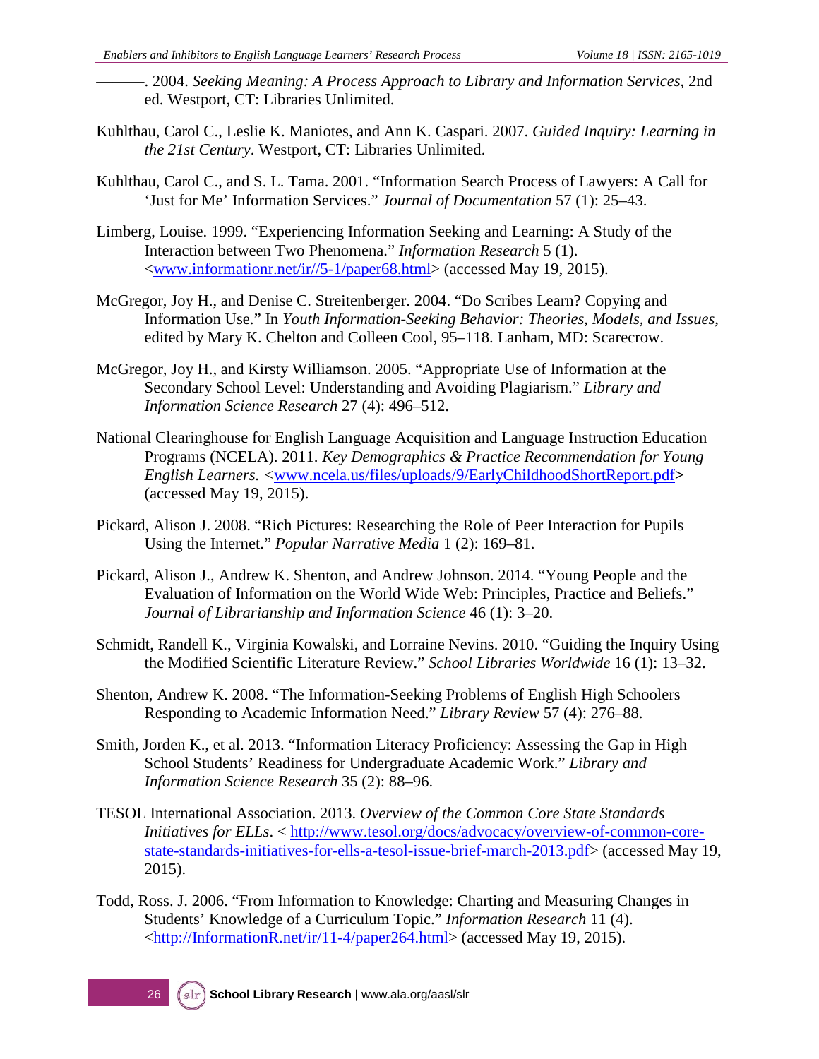———. 2004. *Seeking Meaning: A Process Approach to Library and Information Services*, 2nd ed. Westport, CT: Libraries Unlimited.

Kuhlthau, Carol C., Leslie K. Maniotes, and Ann K. Caspari. 2007. *Guided Inquiry: Learning in the 21st Century*. Westport, CT: Libraries Unlimited.

Kuhlthau, Carol C., and S. L. Tama. 2001. "Information Search Process of Lawyers: A Call for 'Just for Me' Information Services." *Journal of Documentation* 57 (1): 25–43.

Limberg, Louise. 1999. "Experiencing Information Seeking and Learning: A Study of the Interaction between Two Phenomena." *Information Research* 5 (1). <www.informationr.net/ir//5-1/paper68.html> (accessed May 19, 2015).

McGregor, Joy H., and Denise C. Streitenberger. 2004. "Do Scribes Learn? Copying and Information Use." In *Youth Information-Seeking Behavior: Theories, Models, and Issues*, edited by Mary K. Chelton and Colleen Cool, 95–118. Lanham, MD: Scarecrow.

McGregor, Joy H., and Kirsty Williamson. 2005. "Appropriate Use of Information at the Secondary School Level: Understanding and Avoiding Plagiarism." *Library and Information Science Research* 27 (4): 496–512.

National Clearinghouse for English Language Acquisition and Language Instruction Education Programs (NCELA). 2011. *Key Demographics & Practice Recommendation for Young English Learners.* <www.ncela.us/files/uploads/9/EarlyChildhoodShortReport.pdf> (accessed May 19, 2015).

Pickard, Alison J. 2008. "Rich Pictures: Researching the Role of Peer Interaction for Pupils Using the Internet." *Popular Narrative Media* 1 (2): 169–81.

Pickard, Alison J., Andrew K. Shenton, and Andrew Johnson. 2014. "Young People and the Evaluation of Information on the World Wide Web: Principles, Practice and Beliefs." *Journal of Librarianship and Information Science* 46 (1): 3–20.

Schmidt, Randell K., Virginia Kowalski, and Lorraine Nevins. 2010. "Guiding the Inquiry Using the Modified Scientific Literature Review." *School Libraries Worldwide* 16 (1): 13–32.

Shenton, Andrew K. 2008. "The Information-Seeking Problems of English High Schoolers Responding to Academic Information Need." *Library Review* 57 (4): 276–88.

Smith, Jorden K., et al. 2013. "Information Literacy Proficiency: Assessing the Gap in High School Students' Readiness for Undergraduate Academic Work." *Library and Information Science Research* 35 (2): 88–96.

TESOL International Association. 2013. *Overview of the Common Core State Standards Initiatives for ELLs*. < http://www.tesol.org/docs/advocacy/overview-of-common-core-state-standards-initiatives-for-ells-a-tesol-issue-brief-march-2013.pdf> (accessed May 19, 2015).

Todd, Ross. J. 2006. "From Information to Knowledge: Charting and Measuring Changes in Students' Knowledge of a Curriculum Topic." *Information Research* 11 (4). <http://InformationR.net/ir/11-4/paper264.html> (accessed May 19, 2015).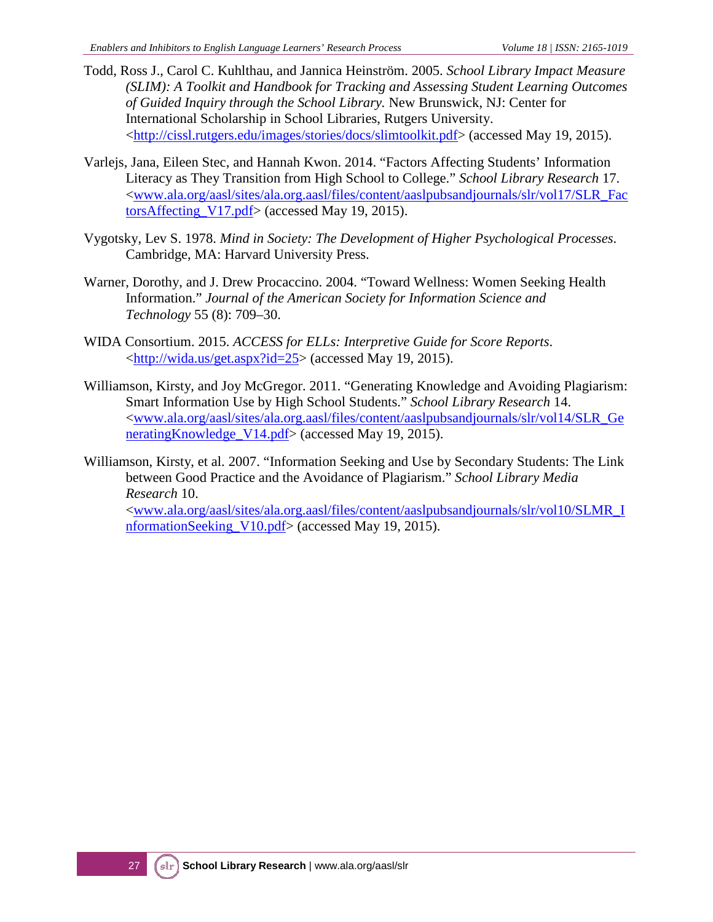Todd, Ross J., Carol C. Kuhlthau, and Jannica Heinström. 2005. *School Library Impact Measure (SLIM): A Toolkit and Handbook for Tracking and Assessing Student Learning Outcomes of Guided Inquiry through the School Library.* New Brunswick, NJ: Center for International Scholarship in School Libraries, Rutgers University. <http://cissl.rutgers.edu/images/stories/docs/slimtoolkit.pdf> (accessed May 19, 2015).

Varlejs, Jana, Eileen Stec, and Hannah Kwon. 2014. "Factors Affecting Students' Information Literacy as They Transition from High School to College." *School Library Research* 17. <www.ala.org/aasl/sites/ala.org.aasl/files/content/aaslpubsandjournals/slr/vol17/SLR_FactorsAffecting_V17.pdf> (accessed May 19, 2015).

Vygotsky, Lev S. 1978. *Mind in Society: The Development of Higher Psychological Processes*. Cambridge, MA: Harvard University Press.

Warner, Dorothy, and J. Drew Procaccino. 2004. "Toward Wellness: Women Seeking Health Information." *Journal of the American Society for Information Science and Technology* 55 (8): 709–30.

WIDA Consortium. 2015. *ACCESS for ELLs: Interpretive Guide for Score Reports*. <http://wida.us/get.aspx?id=25> (accessed May 19, 2015).

Williamson, Kirsty, and Joy McGregor. 2011. "Generating Knowledge and Avoiding Plagiarism: Smart Information Use by High School Students." *School Library Research* 14. <www.ala.org/aasl/sites/ala.org.aasl/files/content/aaslpubsandjournals/slr/vol14/SLR_GeneratingKnowledge_V14.pdf> (accessed May 19, 2015).

Williamson, Kirsty, et al. 2007. "Information Seeking and Use by Secondary Students: The Link between Good Practice and the Avoidance of Plagiarism." *School Library Media Research* 10. <www.ala.org/aasl/sites/ala.org.aasl/files/content/aaslpubsandjournals/slr/vol10/SLMR_InformationSeeking_V10.pdf> (accessed May 19, 2015).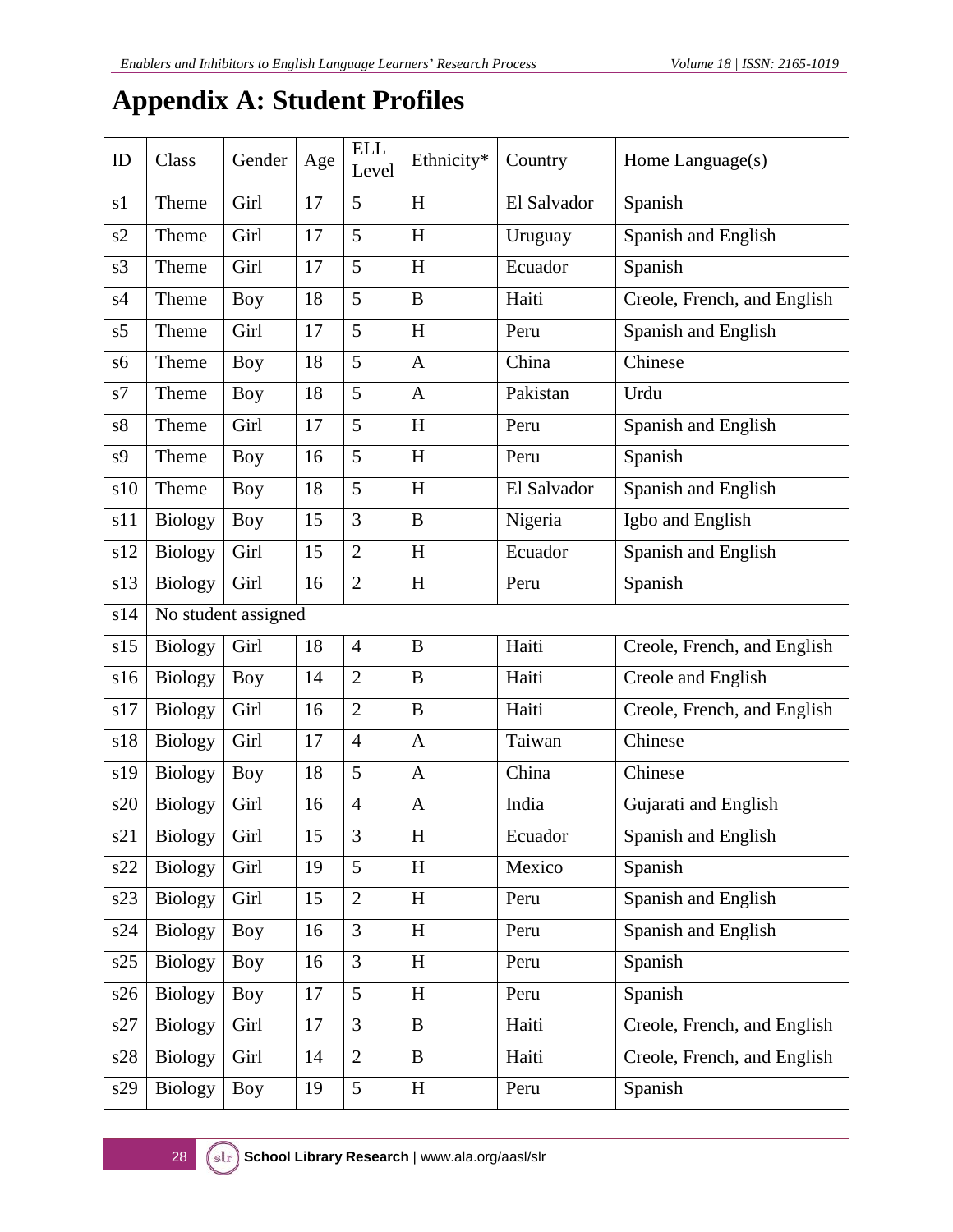# Appendix A: Student Profiles

| ID | Class | Gender | Age | ELL Level | Ethnicity* | Country | Home Language(s) |
|---|---|---|---|---|---|---|---|
| s1 | Theme | Girl | 17 | 5 | H | El Salvador | Spanish |
| s2 | Theme | Girl | 17 | 5 | H | Uruguay | Spanish and English |
| s3 | Theme | Girl | 17 | 5 | H | Ecuador | Spanish |
| s4 | Theme | Boy | 18 | 5 | B | Haiti | Creole, French, and English |
| s5 | Theme | Girl | 17 | 5 | H | Peru | Spanish and English |
| s6 | Theme | Boy | 18 | 5 | A | China | Chinese |
| s7 | Theme | Boy | 18 | 5 | A | Pakistan | Urdu |
| s8 | Theme | Girl | 17 | 5 | H | Peru | Spanish and English |
| s9 | Theme | Boy | 16 | 5 | H | Peru | Spanish |
| s10 | Theme | Boy | 18 | 5 | H | El Salvador | Spanish and English |
| s11 | Biology | Boy | 15 | 3 | B | Nigeria | Igbo and English |
| s12 | Biology | Girl | 15 | 2 | H | Ecuador | Spanish and English |
| s13 | Biology | Girl | 16 | 2 | H | Peru | Spanish |
| s14 | No student assigned | | | | | | |
| s15 | Biology | Girl | 18 | 4 | B | Haiti | Creole, French, and English |
| s16 | Biology | Boy | 14 | 2 | B | Haiti | Creole and English |
| s17 | Biology | Girl | 16 | 2 | B | Haiti | Creole, French, and English |
| s18 | Biology | Girl | 17 | 4 | A | Taiwan | Chinese |
| s19 | Biology | Boy | 18 | 5 | A | China | Chinese |
| s20 | Biology | Girl | 16 | 4 | A | India | Gujarati and English |
| s21 | Biology | Girl | 15 | 3 | H | Ecuador | Spanish and English |
| s22 | Biology | Girl | 19 | 5 | H | Mexico | Spanish |
| s23 | Biology | Girl | 15 | 2 | H | Peru | Spanish and English |
| s24 | Biology | Boy | 16 | 3 | H | Peru | Spanish and English |
| s25 | Biology | Boy | 16 | 3 | H | Peru | Spanish |
| s26 | Biology | Boy | 17 | 5 | H | Peru | Spanish |
| s27 | Biology | Girl | 17 | 3 | B | Haiti | Creole, French, and English |
| s28 | Biology | Girl | 14 | 2 | B | Haiti | Creole, French, and English |
| s29 | Biology | Boy | 19 | 5 | H | Peru | Spanish |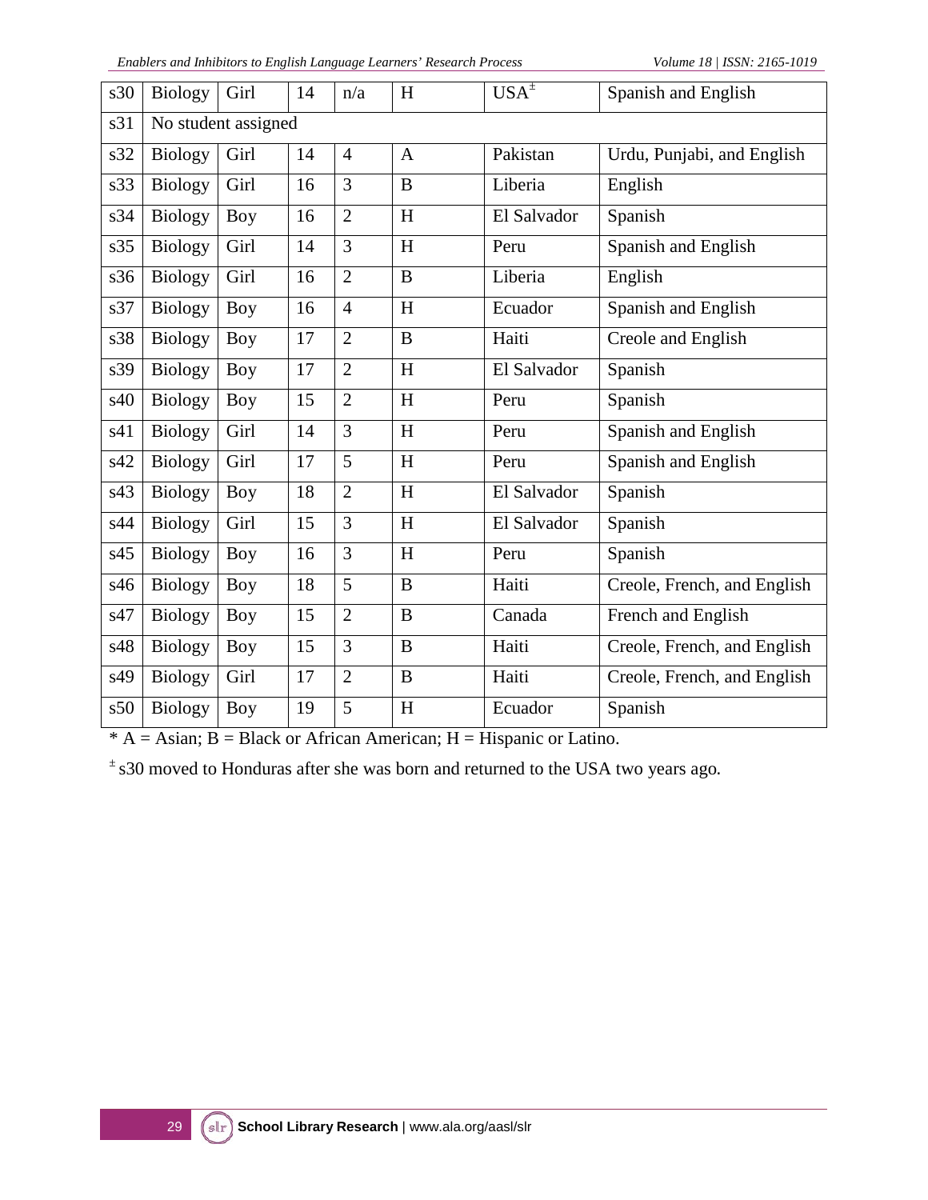| s30 | Biology | Girl | 14 | n/a | H | USA[±] | Spanish and English |
|---|---|---|---|---|---|---|---|
| s31 | No student assigned | | | | | | |
| s32 | Biology | Girl | 14 | 4 | A | Pakistan | Urdu, Punjabi, and English |
| s33 | Biology | Girl | 16 | 3 | B | Liberia | English |
| s34 | Biology | Boy | 16 | 2 | H | El Salvador | Spanish |
| s35 | Biology | Girl | 14 | 3 | H | Peru | Spanish and English |
| s36 | Biology | Girl | 16 | 2 | B | Liberia | English |
| s37 | Biology | Boy | 16 | 4 | H | Ecuador | Spanish and English |
| s38 | Biology | Boy | 17 | 2 | B | Haiti | Creole and English |
| s39 | Biology | Boy | 17 | 2 | H | El Salvador | Spanish |
| s40 | Biology | Boy | 15 | 2 | H | Peru | Spanish |
| s41 | Biology | Girl | 14 | 3 | H | Peru | Spanish and English |
| s42 | Biology | Girl | 17 | 5 | H | Peru | Spanish and English |
| s43 | Biology | Boy | 18 | 2 | H | El Salvador | Spanish |
| s44 | Biology | Girl | 15 | 3 | H | El Salvador | Spanish |
| s45 | Biology | Boy | 16 | 3 | H | Peru | Spanish |
| s46 | Biology | Boy | 18 | 5 | B | Haiti | Creole, French, and English |
| s47 | Biology | Boy | 15 | 2 | B | Canada | French and English |
| s48 | Biology | Boy | 15 | 3 | B | Haiti | Creole, French, and English |
| s49 | Biology | Girl | 17 | 2 | B | Haiti | Creole, French, and English |
| s50 | Biology | Boy | 19 | 5 | H | Ecuador | Spanish |

* A = Asian; B = Black or African American; H = Hispanic or Latino.

[±] s30 moved to Honduras after she was born and returned to the USA two years ago.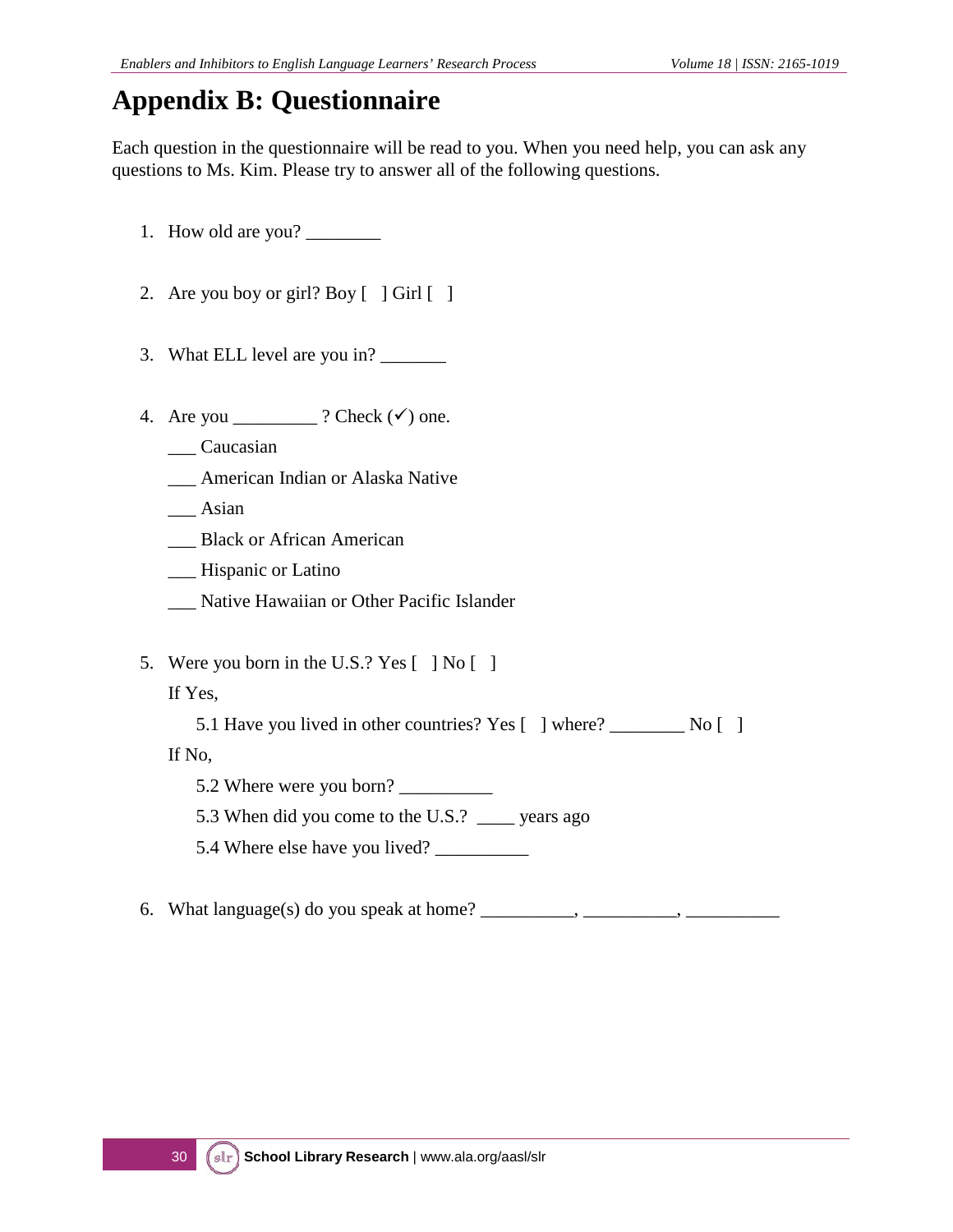# Appendix B: Questionnaire

Each question in the questionnaire will be read to you. When you need help, you can ask any questions to Ms. Kim. Please try to answer all of the following questions.

1. How old are you? ________

2. Are you boy or girl? Boy [ ] Girl [ ]

3. What ELL level are you in? _______

4. Are you _________ ? Check (✓) one.

   ___ Caucasian

   ___ American Indian or Alaska Native

   ___ Asian

   ___ Black or African American

   ___ Hispanic or Latino

   ___ Native Hawaiian or Other Pacific Islander

5. Were you born in the U.S.? Yes [ ] No [ ]

   If Yes,

   5.1 Have you lived in other countries? Yes [ ] where? ________ No [ ]

   If No,

   5.2 Where were you born? __________

   5.3 When did you come to the U.S.? ____ years ago

   5.4 Where else have you lived? __________

6. What language(s) do you speak at home? __________, __________, __________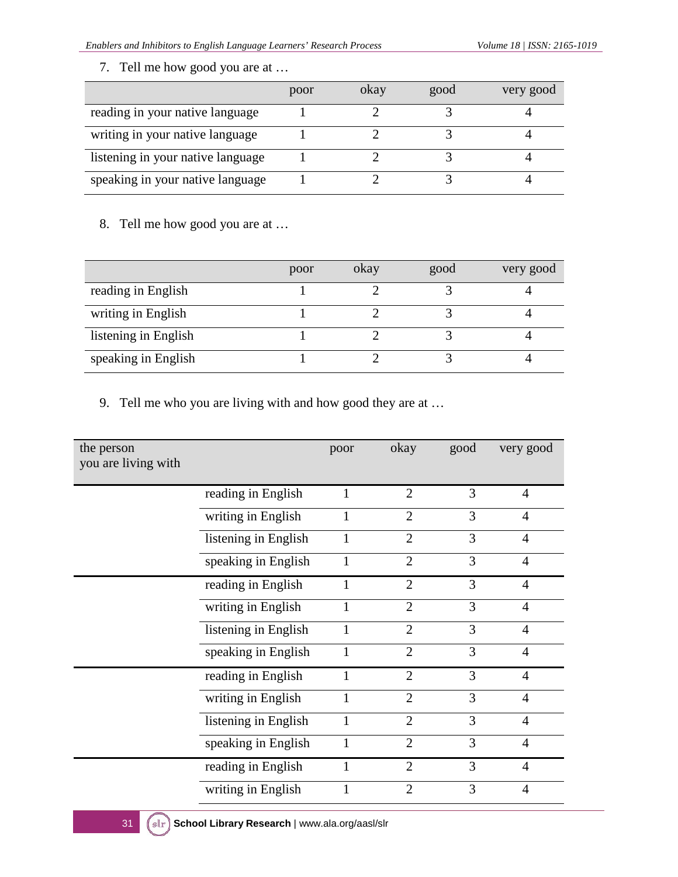7. Tell me how good you are at …

| | poor | okay | good | very good |
|---|---|---|---|---|
| reading in your native language | 1 | 2 | 3 | 4 |
| writing in your native language | 1 | 2 | 3 | 4 |
| listening in your native language | 1 | 2 | 3 | 4 |
| speaking in your native language | 1 | 2 | 3 | 4 |

8. Tell me how good you are at …

| | poor | okay | good | very good |
|---|---|---|---|---|
| reading in English | 1 | 2 | 3 | 4 |
| writing in English | 1 | 2 | 3 | 4 |
| listening in English | 1 | 2 | 3 | 4 |
| speaking in English | 1 | 2 | 3 | 4 |

9. Tell me who you are living with and how good they are at …

| the person you are living with | | poor | okay | good | very good |
|---|---|---|---|---|---|
| | reading in English | 1 | 2 | 3 | 4 |
| | writing in English | 1 | 2 | 3 | 4 |
| | listening in English | 1 | 2 | 3 | 4 |
| | speaking in English | 1 | 2 | 3 | 4 |
| | reading in English | 1 | 2 | 3 | 4 |
| | writing in English | 1 | 2 | 3 | 4 |
| | listening in English | 1 | 2 | 3 | 4 |
| | speaking in English | 1 | 2 | 3 | 4 |
| | reading in English | 1 | 2 | 3 | 4 |
| | writing in English | 1 | 2 | 3 | 4 |
| | listening in English | 1 | 2 | 3 | 4 |
| | speaking in English | 1 | 2 | 3 | 4 |
| | reading in English | 1 | 2 | 3 | 4 |
| | writing in English | 1 | 2 | 3 | 4 |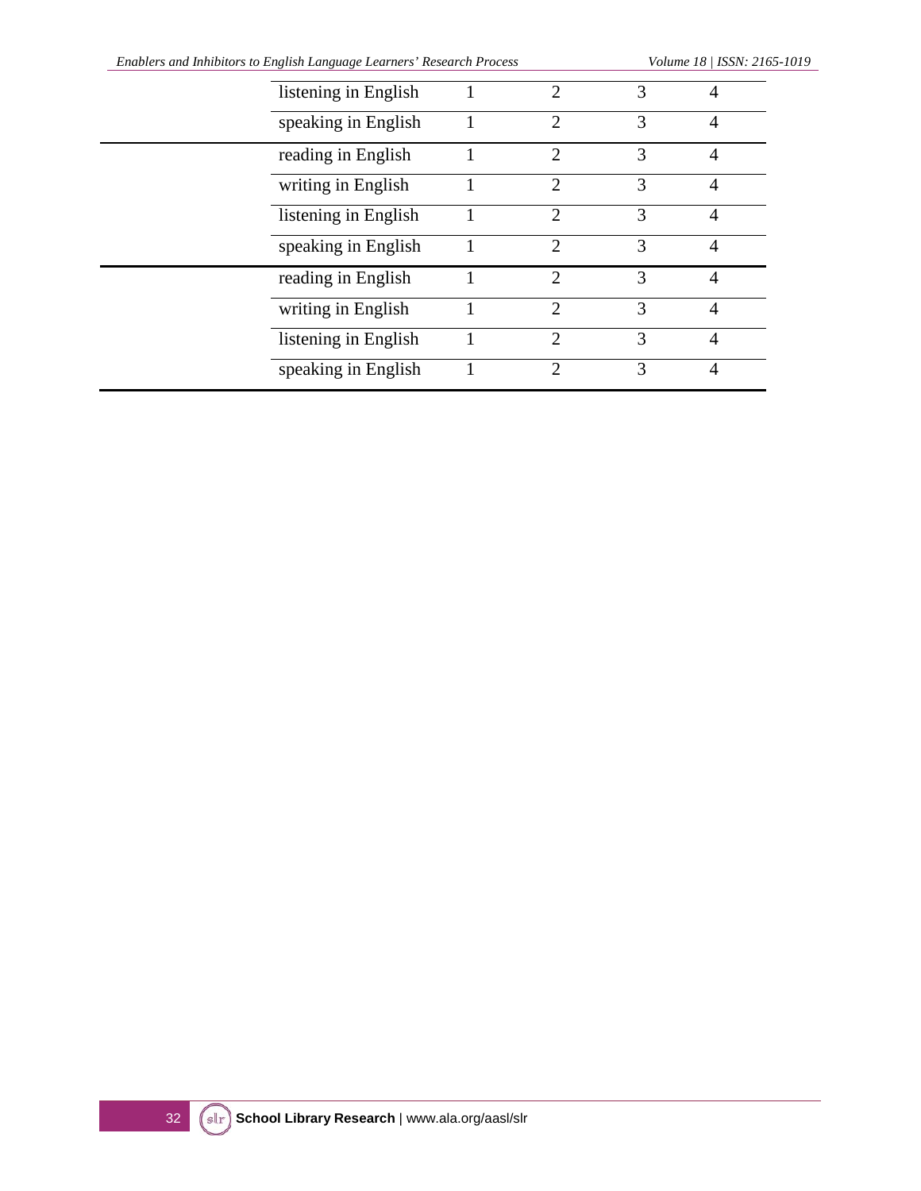| | | | | | |
|---|---|---|---|---|---|
| | listening in English | 1 | 2 | 3 | 4 |
| | speaking in English | 1 | 2 | 3 | 4 |
| | reading in English | 1 | 2 | 3 | 4 |
| | writing in English | 1 | 2 | 3 | 4 |
| | listening in English | 1 | 2 | 3 | 4 |
| | speaking in English | 1 | 2 | 3 | 4 |
| | reading in English | 1 | 2 | 3 | 4 |
| | writing in English | 1 | 2 | 3 | 4 |
| | listening in English | 1 | 2 | 3 | 4 |
| | speaking in English | 1 | 2 | 3 | 4 |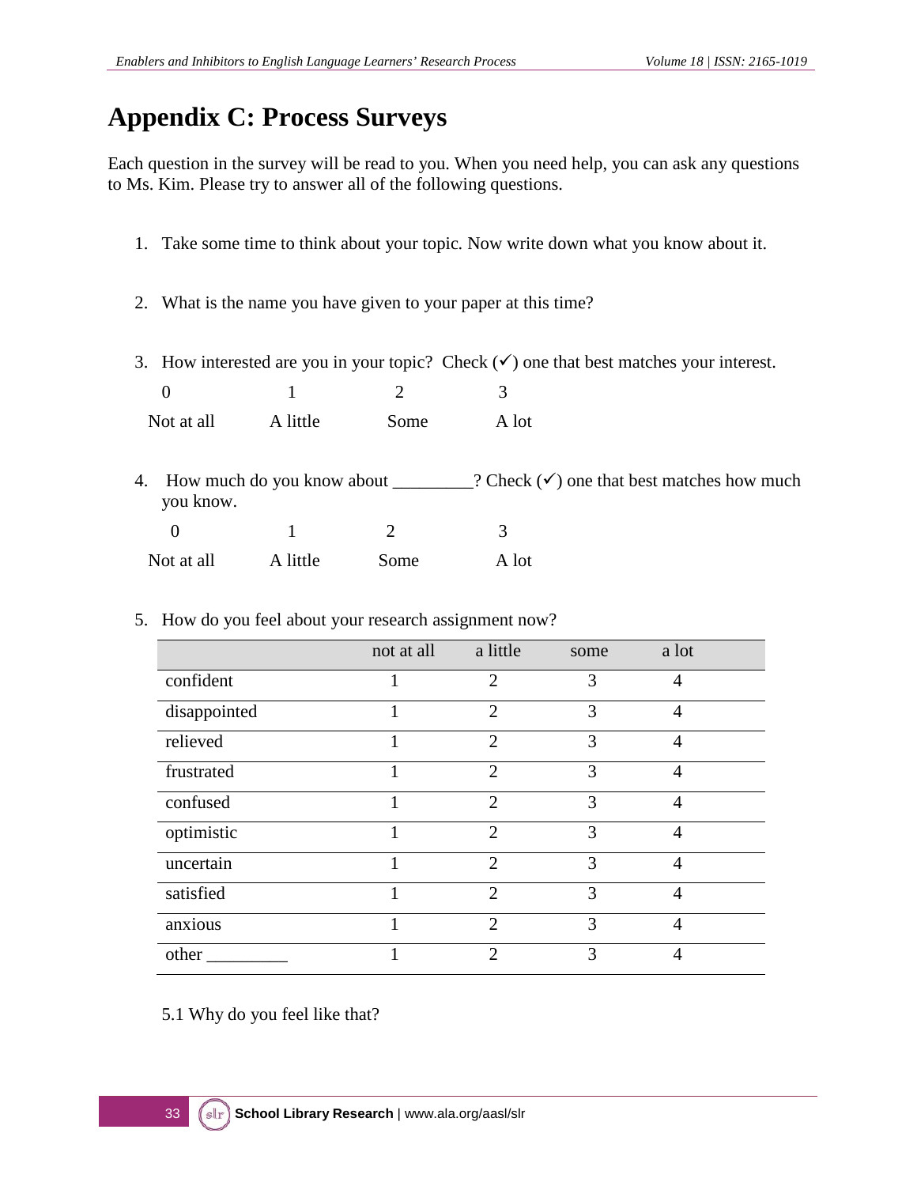# Appendix C: Process Surveys

Each question in the survey will be read to you. When you need help, you can ask any questions to Ms. Kim. Please try to answer all of the following questions.

1. Take some time to think about your topic. Now write down what you know about it.

2. What is the name you have given to your paper at this time?

3. How interested are you in your topic? Check (✓) one that best matches your interest.

| 0 | 1 | 2 | 3 |
|---|---|---|---|
| Not at all | A little | Some | A lot |

4. How much do you know about _________? Check (✓) one that best matches how much you know.

| 0 | 1 | 2 | 3 |
|---|---|---|---|
| Not at all | A little | Some | A lot |

5. How do you feel about your research assignment now?

| | not at all | a little | some | a lot |
|---|---|---|---|---|
| confident | 1 | 2 | 3 | 4 |
| disappointed | 1 | 2 | 3 | 4 |
| relieved | 1 | 2 | 3 | 4 |
| frustrated | 1 | 2 | 3 | 4 |
| confused | 1 | 2 | 3 | 4 |
| optimistic | 1 | 2 | 3 | 4 |
| uncertain | 1 | 2 | 3 | 4 |
| satisfied | 1 | 2 | 3 | 4 |
| anxious | 1 | 2 | 3 | 4 |
| other _________ | 1 | 2 | 3 | 4 |

5.1 Why do you feel like that?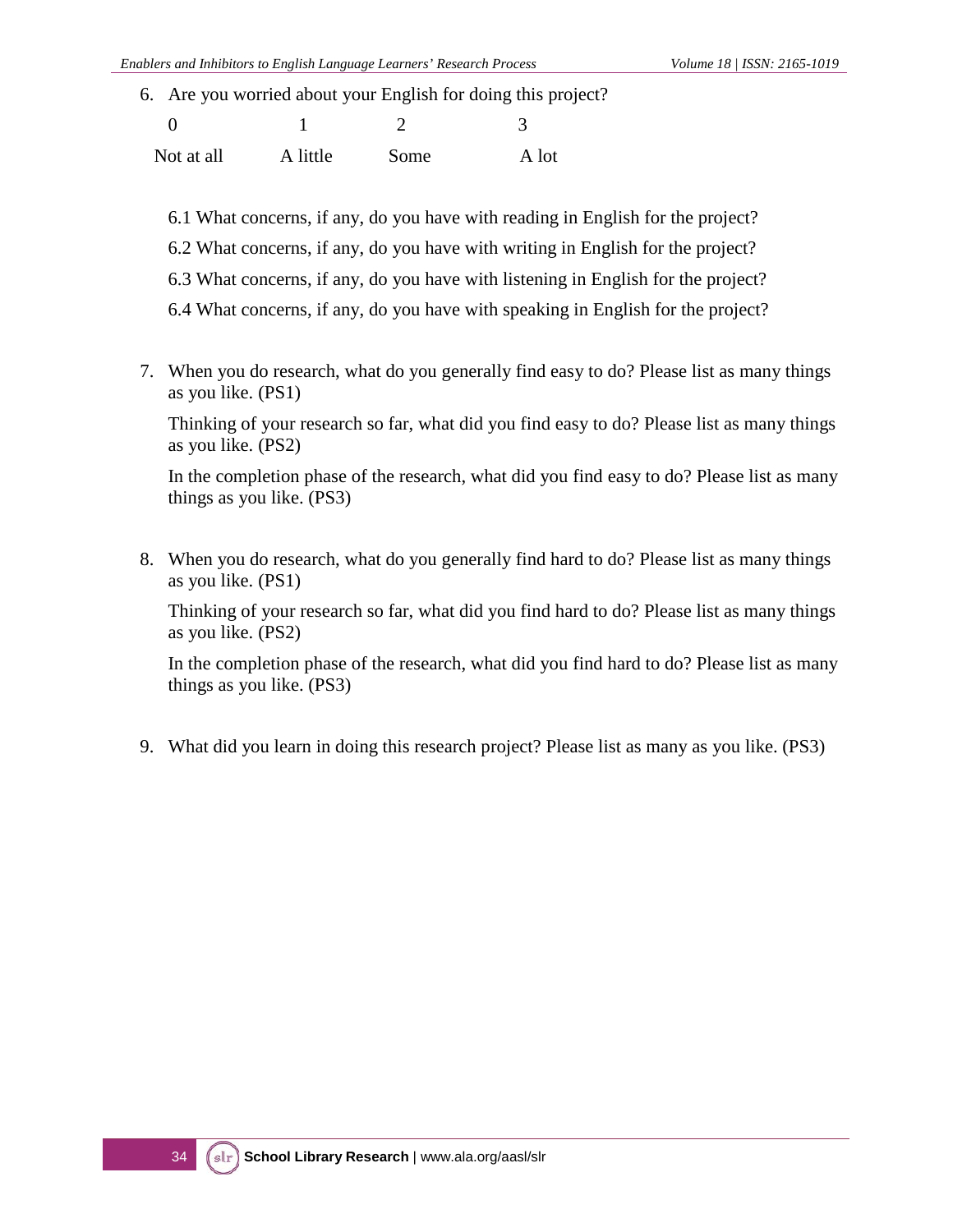6. Are you worried about your English for doing this project?

| 0 | 1 | 2 | 3 |
|---|---|---|---|
| Not at all | A little | Some | A lot |

   6.1 What concerns, if any, do you have with reading in English for the project?

   6.2 What concerns, if any, do you have with writing in English for the project?

   6.3 What concerns, if any, do you have with listening in English for the project?

   6.4 What concerns, if any, do you have with speaking in English for the project?

7. When you do research, what do you generally find easy to do? Please list as many things as you like. (PS1)

   Thinking of your research so far, what did you find easy to do? Please list as many things as you like. (PS2)

   In the completion phase of the research, what did you find easy to do? Please list as many things as you like. (PS3)

8. When you do research, what do you generally find hard to do? Please list as many things as you like. (PS1)

   Thinking of your research so far, what did you find hard to do? Please list as many things as you like. (PS2)

   In the completion phase of the research, what did you find hard to do? Please list as many things as you like. (PS3)

9. What did you learn in doing this research project? Please list as many as you like. (PS3)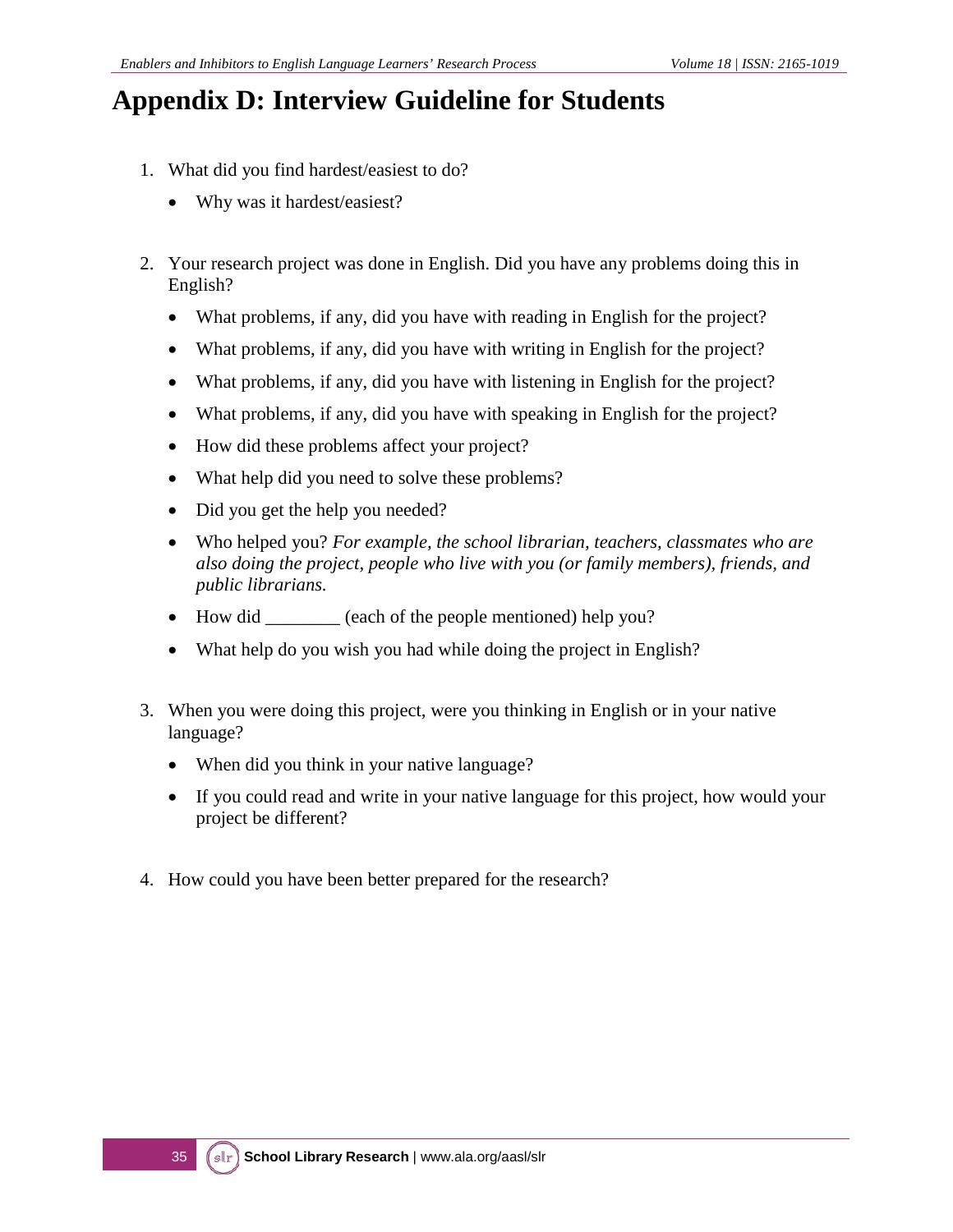# Appendix D: Interview Guideline for Students

1. What did you find hardest/easiest to do?
   - Why was it hardest/easiest?

2. Your research project was done in English. Did you have any problems doing this in English?
   - What problems, if any, did you have with reading in English for the project?
   - What problems, if any, did you have with writing in English for the project?
   - What problems, if any, did you have with listening in English for the project?
   - What problems, if any, did you have with speaking in English for the project?
   - How did these problems affect your project?
   - What help did you need to solve these problems?
   - Did you get the help you needed?
   - Who helped you? *For example, the school librarian, teachers, classmates who are also doing the project, people who live with you (or family members), friends, and public librarians.*
   - How did ________ (each of the people mentioned) help you?
   - What help do you wish you had while doing the project in English?

3. When you were doing this project, were you thinking in English or in your native language?
   - When did you think in your native language?
   - If you could read and write in your native language for this project, how would your project be different?

4. How could you have been better prepared for the research?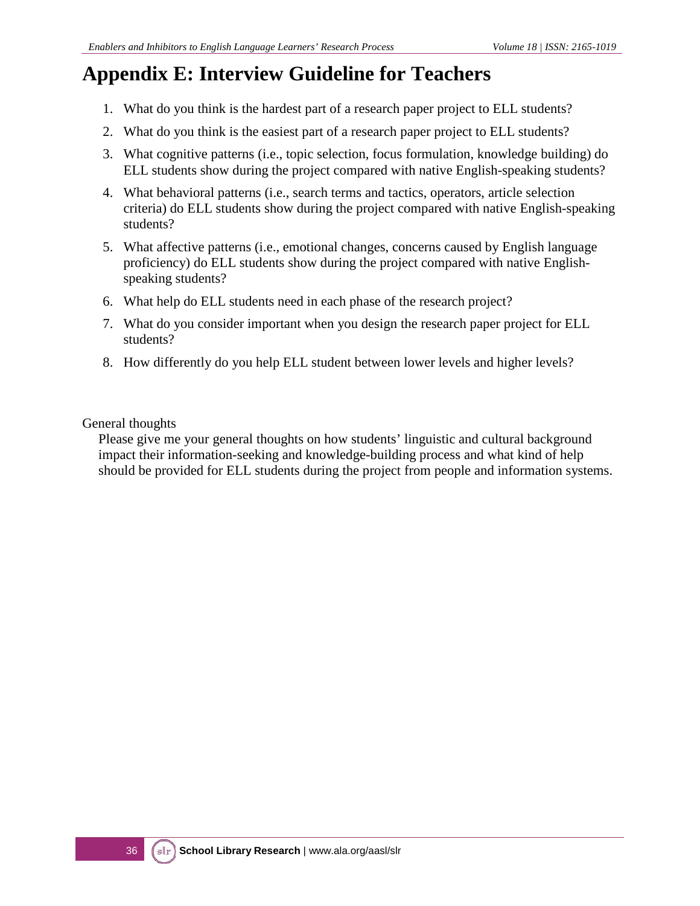# Appendix E: Interview Guideline for Teachers

1. What do you think is the hardest part of a research paper project to ELL students?
2. What do you think is the easiest part of a research paper project to ELL students?
3. What cognitive patterns (i.e., topic selection, focus formulation, knowledge building) do ELL students show during the project compared with native English-speaking students?
4. What behavioral patterns (i.e., search terms and tactics, operators, article selection criteria) do ELL students show during the project compared with native English-speaking students?
5. What affective patterns (i.e., emotional changes, concerns caused by English language proficiency) do ELL students show during the project compared with native English-speaking students?
6. What help do ELL students need in each phase of the research project?
7. What do you consider important when you design the research paper project for ELL students?
8. How differently do you help ELL student between lower levels and higher levels?

General thoughts

Please give me your general thoughts on how students' linguistic and cultural background impact their information-seeking and knowledge-building process and what kind of help should be provided for ELL students during the project from people and information systems.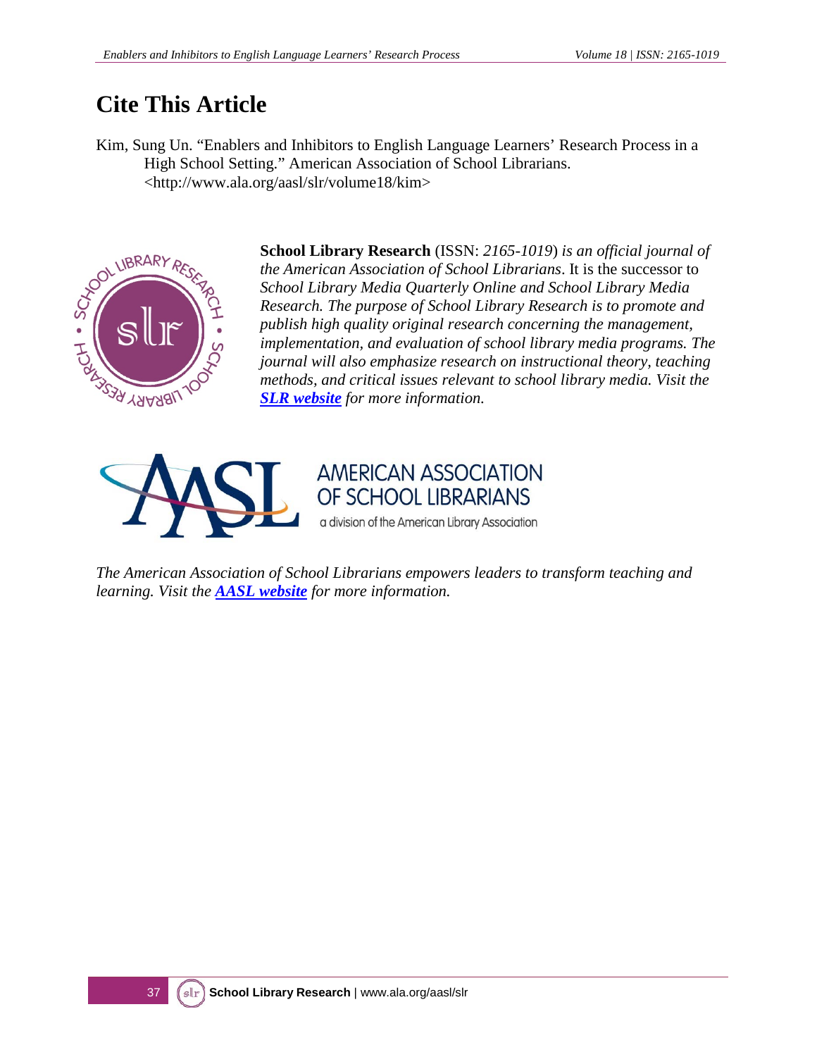# Cite This Article

Kim, Sung Un. "Enablers and Inhibitors to English Language Learners' Research Process in a High School Setting." American Association of School Librarians. <http://www.ala.org/aasl/slr/volume18/kim>

**School Library Research** (ISSN: *2165-1019*) *is an official journal of the American Association of School Librarians*. It is the successor to *School Library Media Quarterly Online and School Library Media Research. The purpose of School Library Research is to promote and publish high quality original research concerning the management, implementation, and evaluation of school library media programs. The journal will also emphasize research on instructional theory, teaching methods, and critical issues relevant to school library media. Visit the* ***SLR website*** *for more information.*

AMERICAN ASSOCIATION OF SCHOOL LIBRARIANS

a division of the American Library Association

*The American Association of School Librarians empowers leaders to transform teaching and learning. Visit the* ***AASL website*** *for more information.*